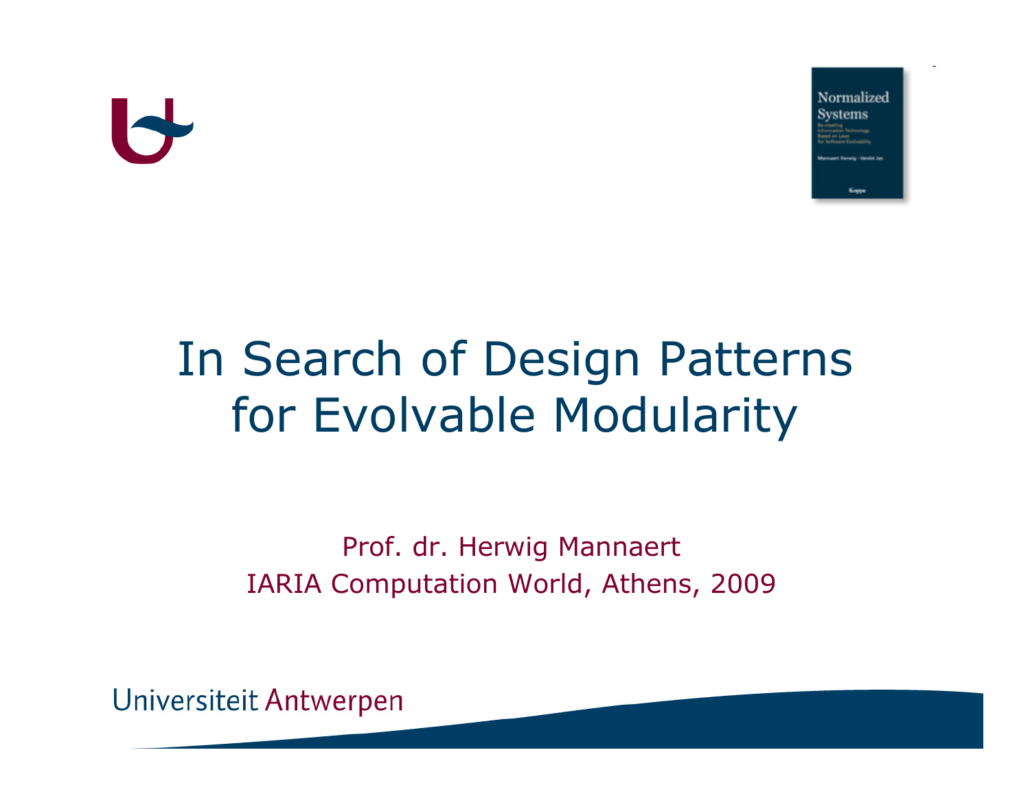# In Search of Design Patterns for Evolvable Modularity

Prof. dr. Herwig Mannaert

IARIA Computation World, Athens, 2009

Universiteit Antwerpen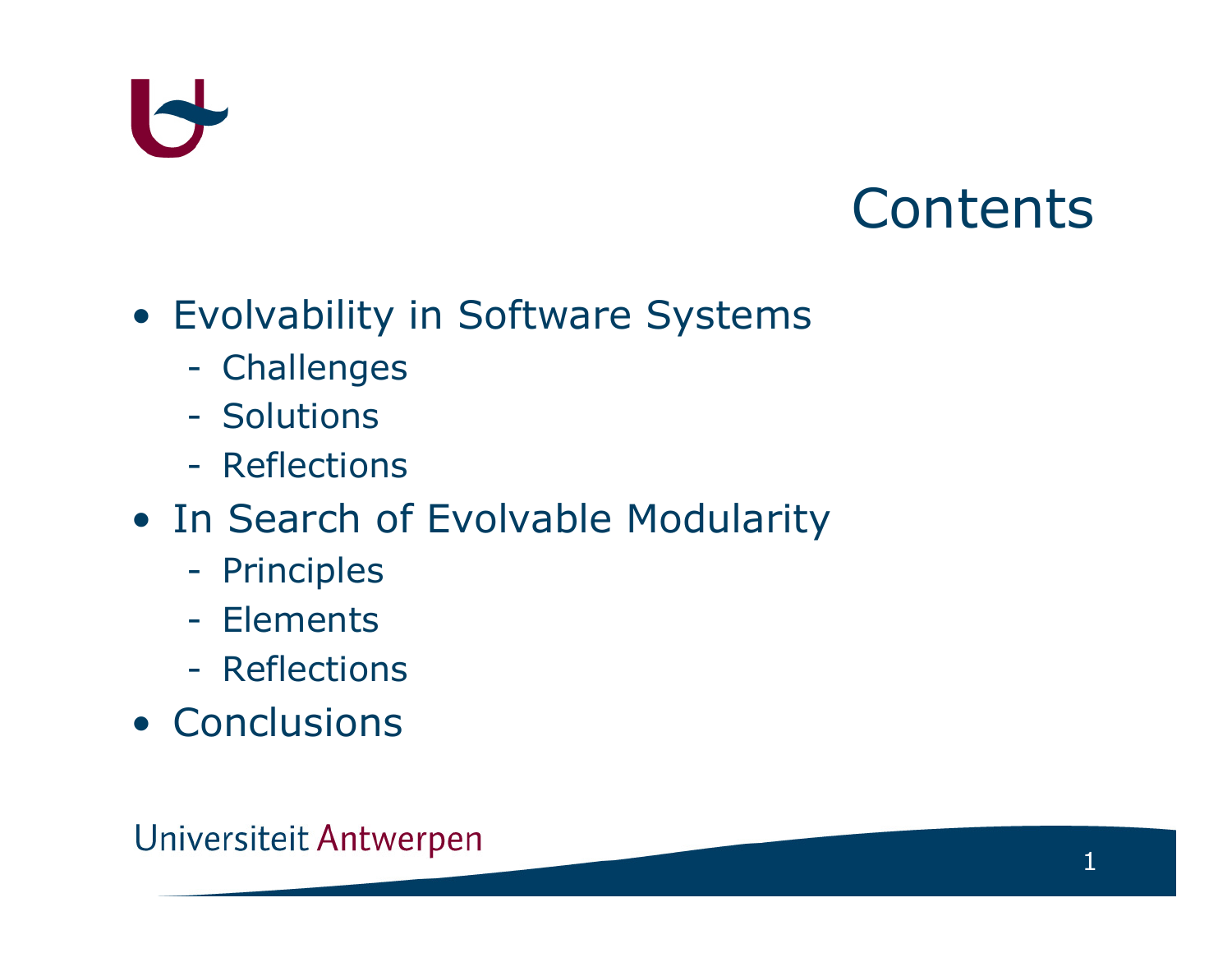# Contents

- Evolvability in Software Systems
  - Challenges
  - Solutions
  - Reflections
- In Search of Evolvable Modularity
  - Principles
  - Elements
  - Reflections
- Conclusions

Universiteit Antwerpen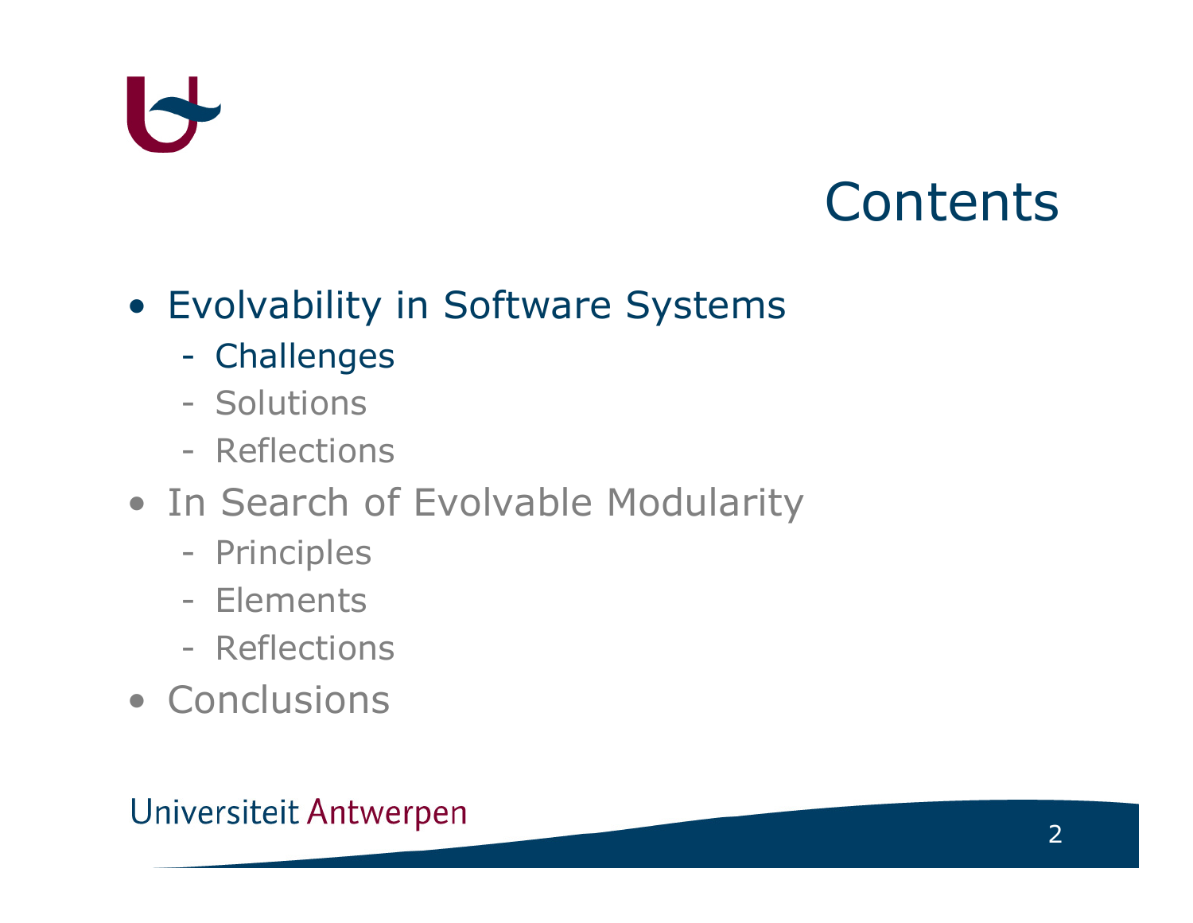# Contents

- Evolvability in Software Systems
  - Challenges
  - Solutions
  - Reflections
- In Search of Evolvable Modularity
  - Principles
  - Elements
  - Reflections
- Conclusions

Universiteit Antwerpen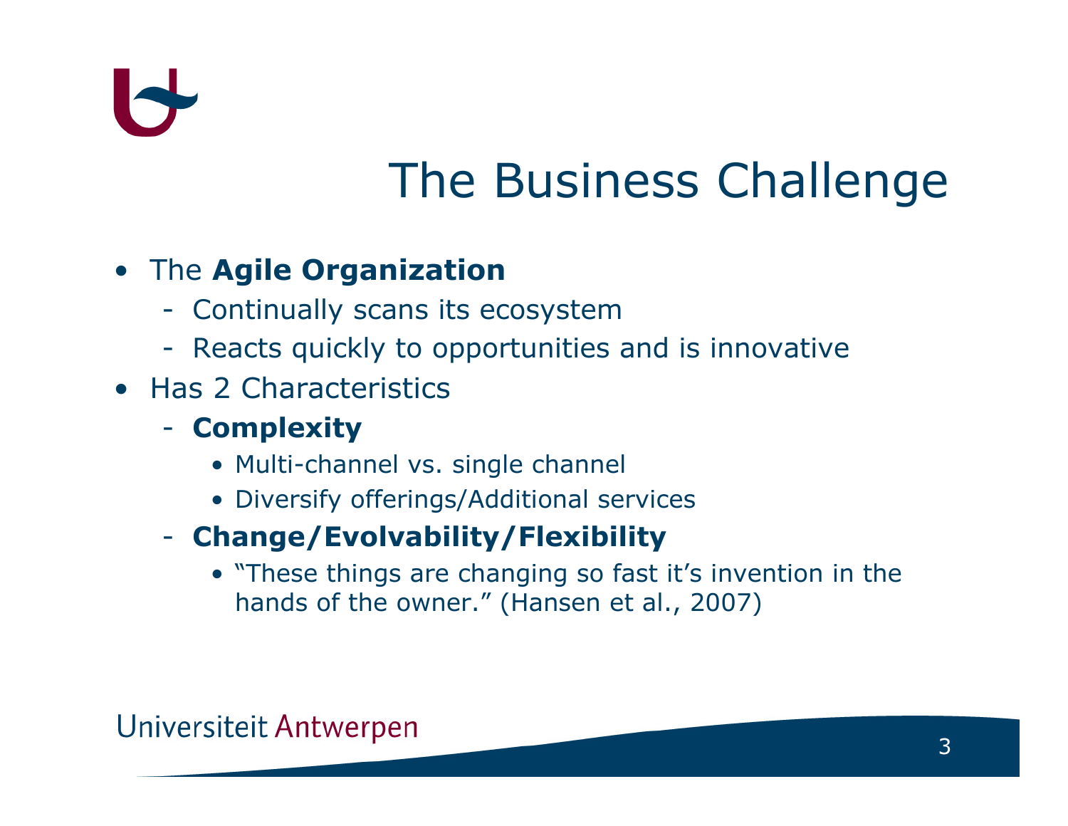# The Business Challenge

- The **Agile Organization**
  - Continually scans its ecosystem
  - Reacts quickly to opportunities and is innovative
- Has 2 Characteristics
  - **Complexity**
    - Multi-channel vs. single channel
    - Diversify offerings/Additional services
  - **Change/Evolvability/Flexibility**
    - "These things are changing so fast it's invention in the hands of the owner." (Hansen et al., 2007)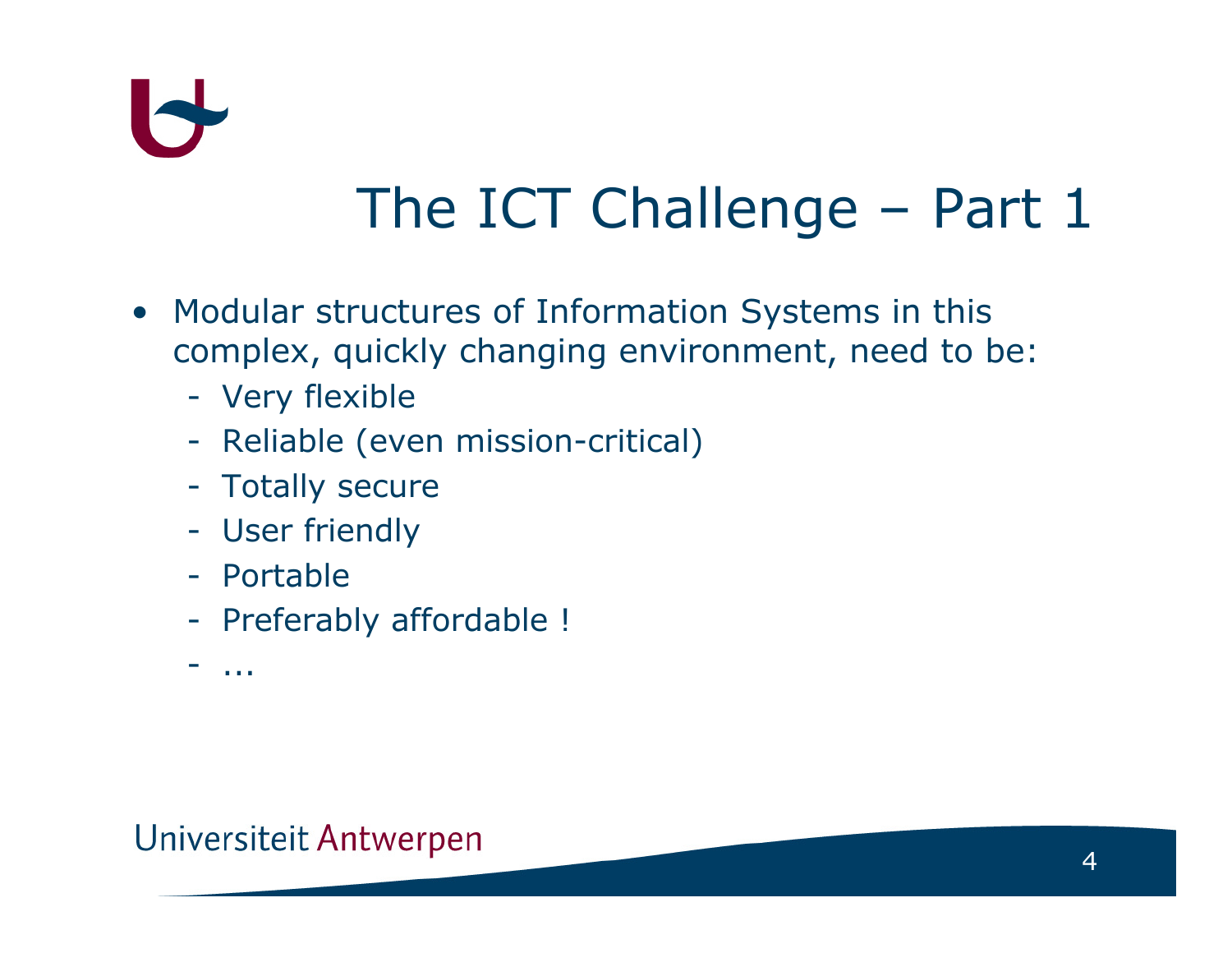# The ICT Challenge – Part 1

- Modular structures of Information Systems in this complex, quickly changing environment, need to be:
  - Very flexible
  - Reliable (even mission-critical)
  - Totally secure
  - User friendly
  - Portable
  - Preferably affordable !
  - ...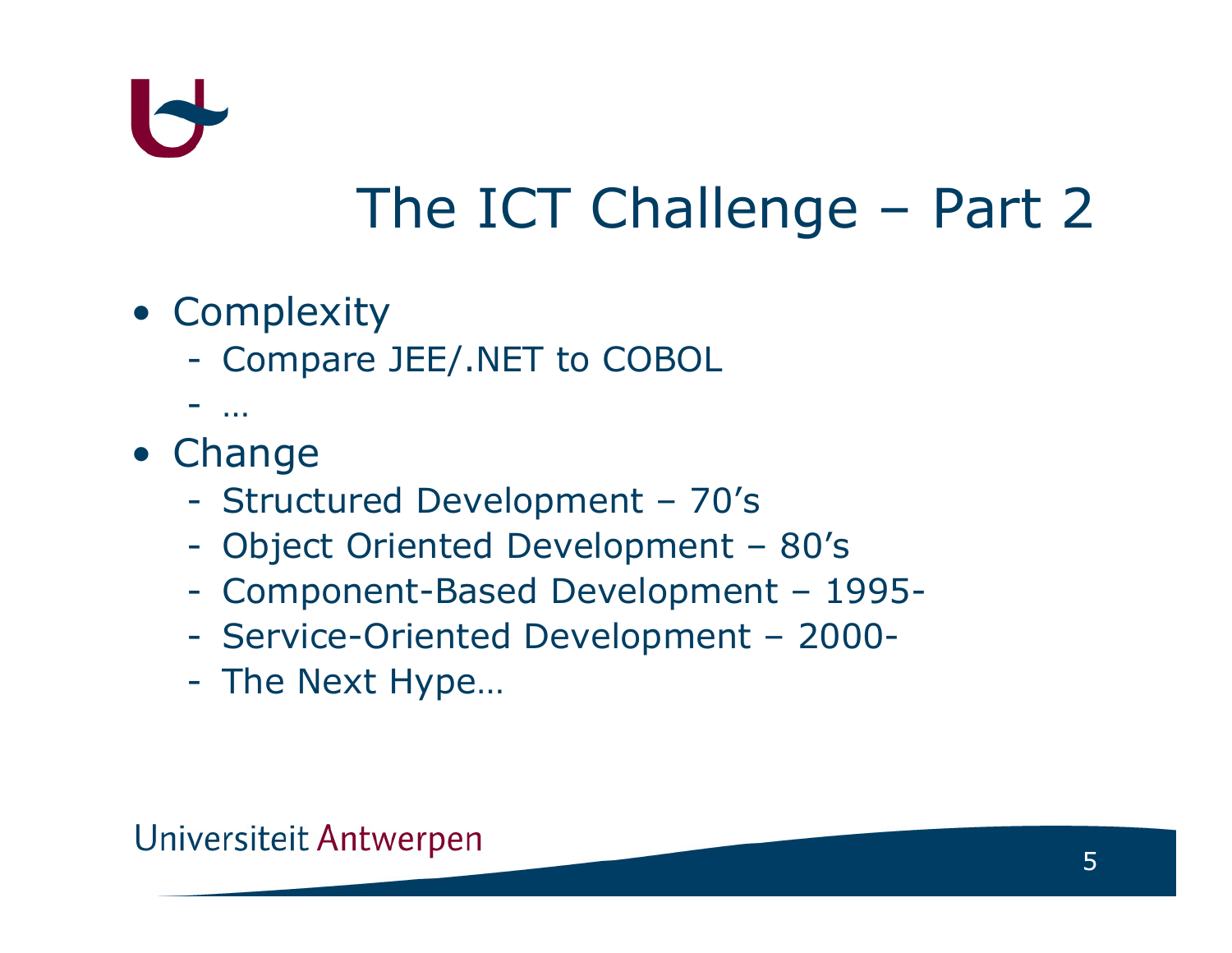# The ICT Challenge – Part 2

- Complexity
  - Compare JEE/.NET to COBOL
  - …
- Change
  - Structured Development – 70's
  - Object Oriented Development – 80's
  - Component-Based Development – 1995-
  - Service-Oriented Development – 2000-
  - The Next Hype…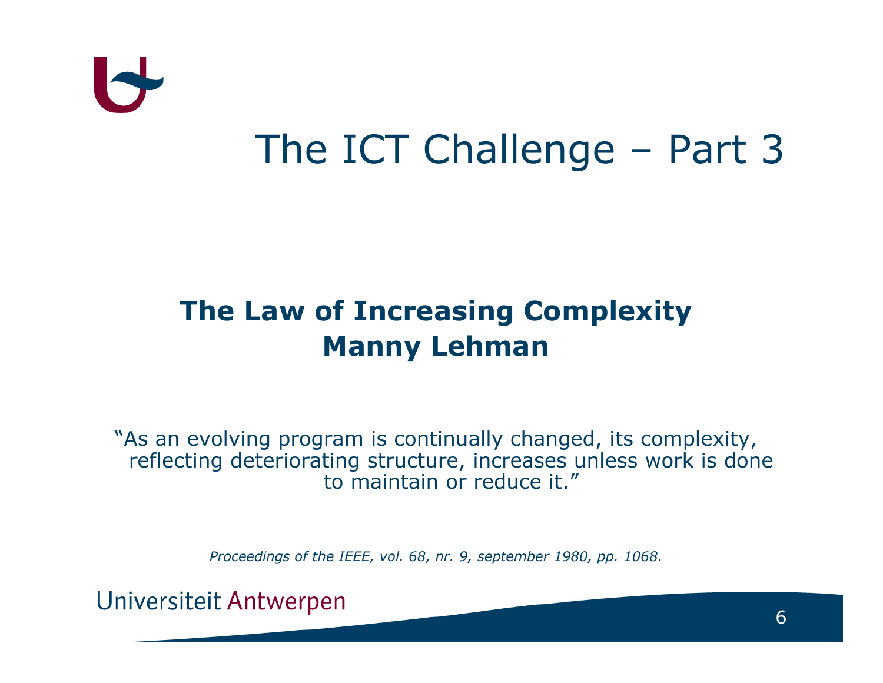# The ICT Challenge – Part 3

**The Law of Increasing Complexity**
**Manny Lehman**

"As an evolving program is continually changed, its complexity, reflecting deteriorating structure, increases unless work is done to maintain or reduce it."

*Proceedings of the IEEE, vol. 68, nr. 9, september 1980, pp. 1068.*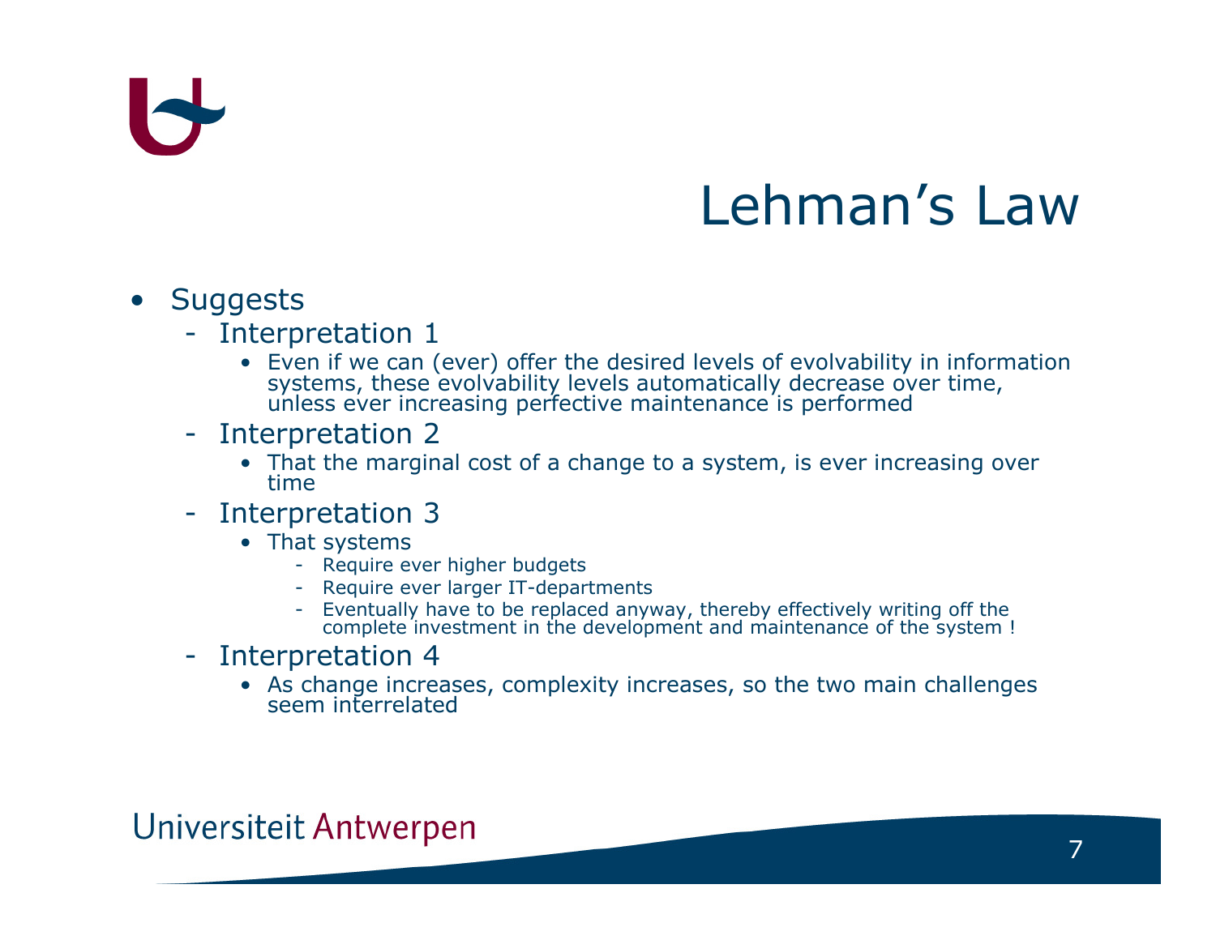# Lehman's Law

- Suggests
  - Interpretation 1
    - Even if we can (ever) offer the desired levels of evolvability in information systems, these evolvability levels automatically decrease over time, unless ever increasing perfective maintenance is performed
  - Interpretation 2
    - That the marginal cost of a change to a system, is ever increasing over time
  - Interpretation 3
    - That systems
      - Require ever higher budgets
      - Require ever larger IT-departments
      - Eventually have to be replaced anyway, thereby effectively writing off the complete investment in the development and maintenance of the system !
  - Interpretation 4
    - As change increases, complexity increases, so the two main challenges seem interrelated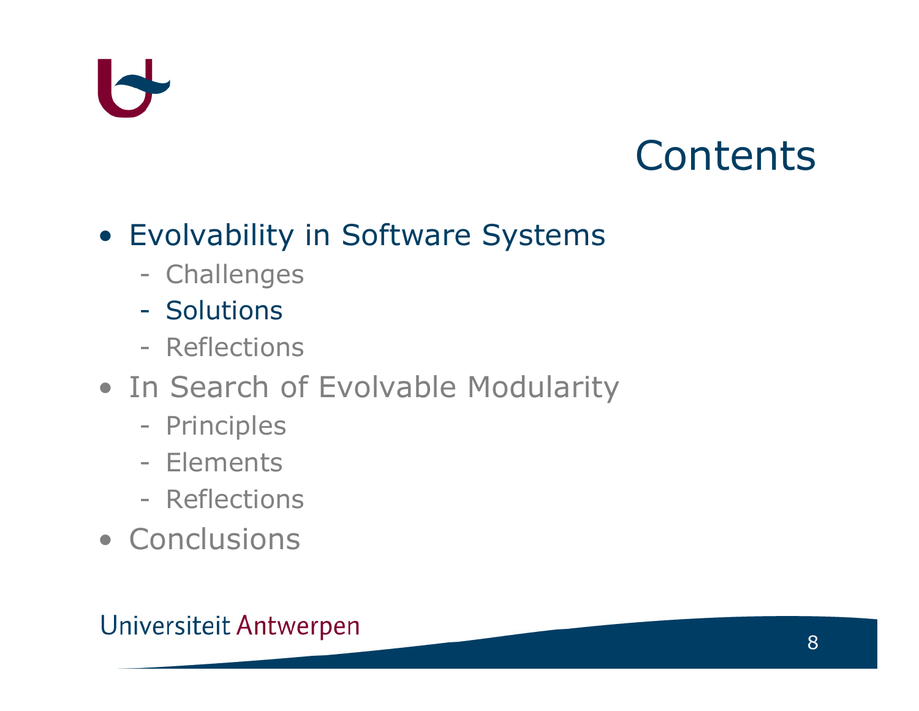# Contents

- Evolvability in Software Systems
  - Challenges
  - Solutions
  - Reflections
- In Search of Evolvable Modularity
  - Principles
  - Elements
  - Reflections
- Conclusions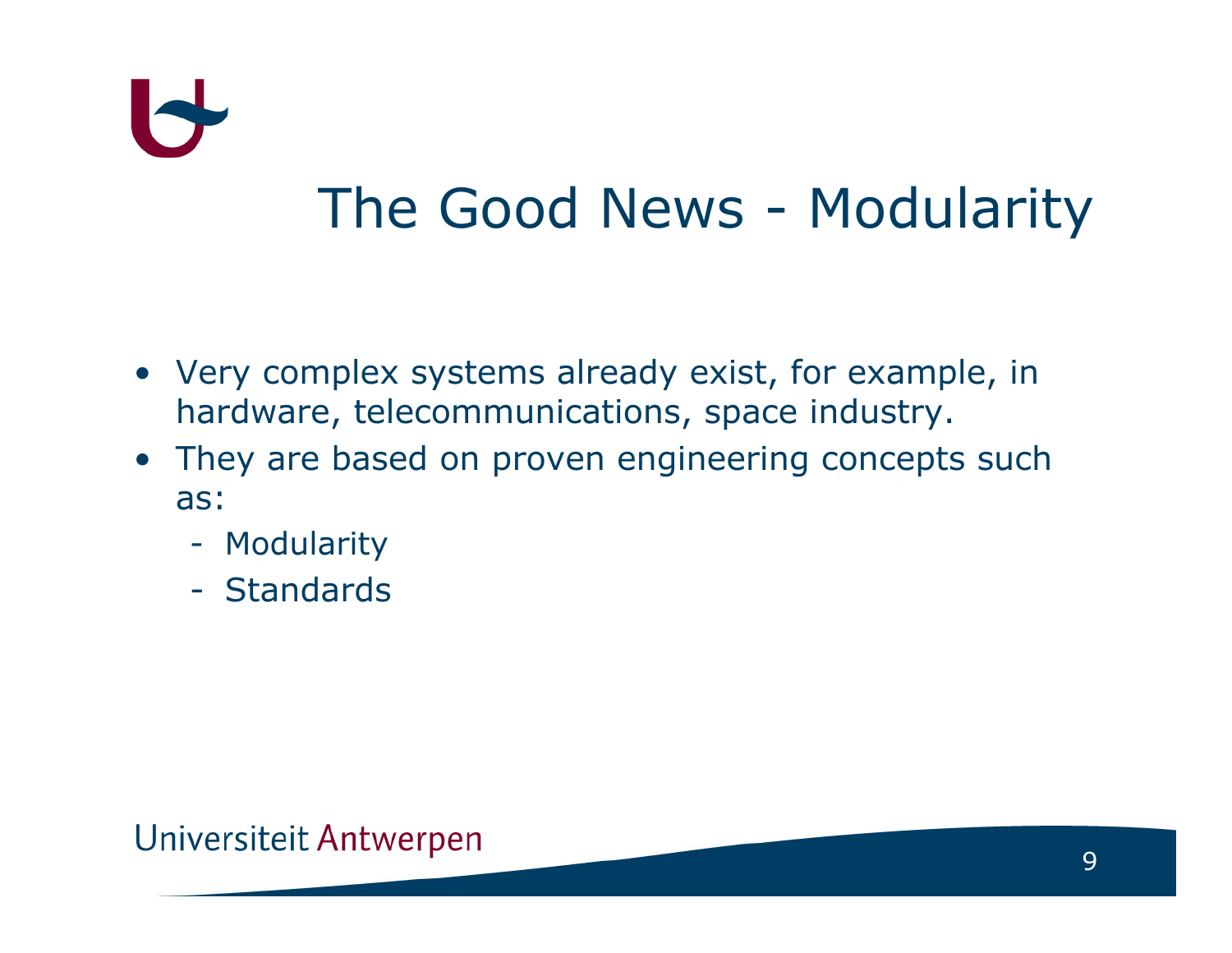# The Good News - Modularity

- Very complex systems already exist, for example, in hardware, telecommunications, space industry.
- They are based on proven engineering concepts such as:
  - Modularity
  - Standards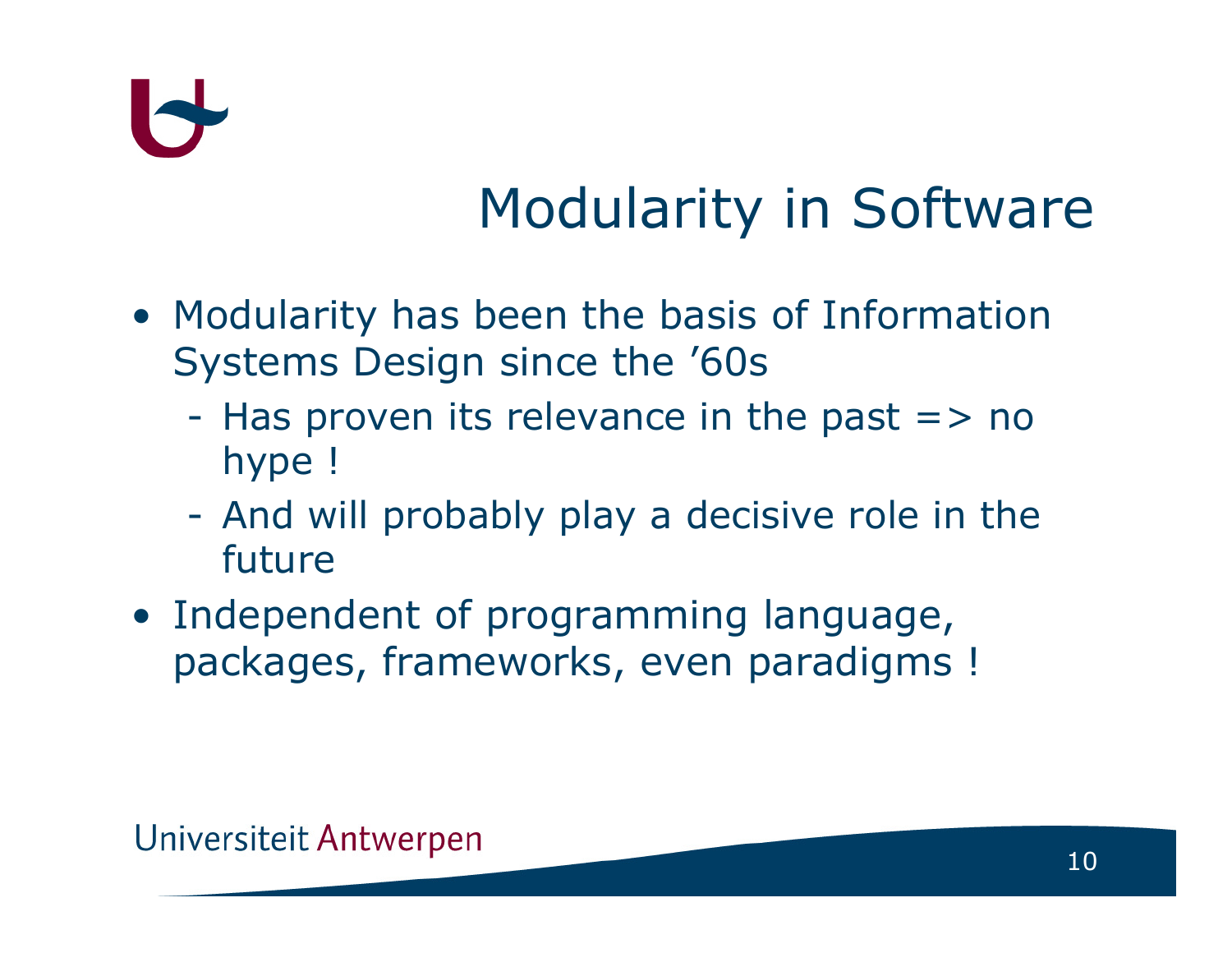# Modularity in Software

- Modularity has been the basis of Information Systems Design since the ’60s
  - Has proven its relevance in the past => no hype !
  - And will probably play a decisive role in the future
- Independent of programming language, packages, frameworks, even paradigms !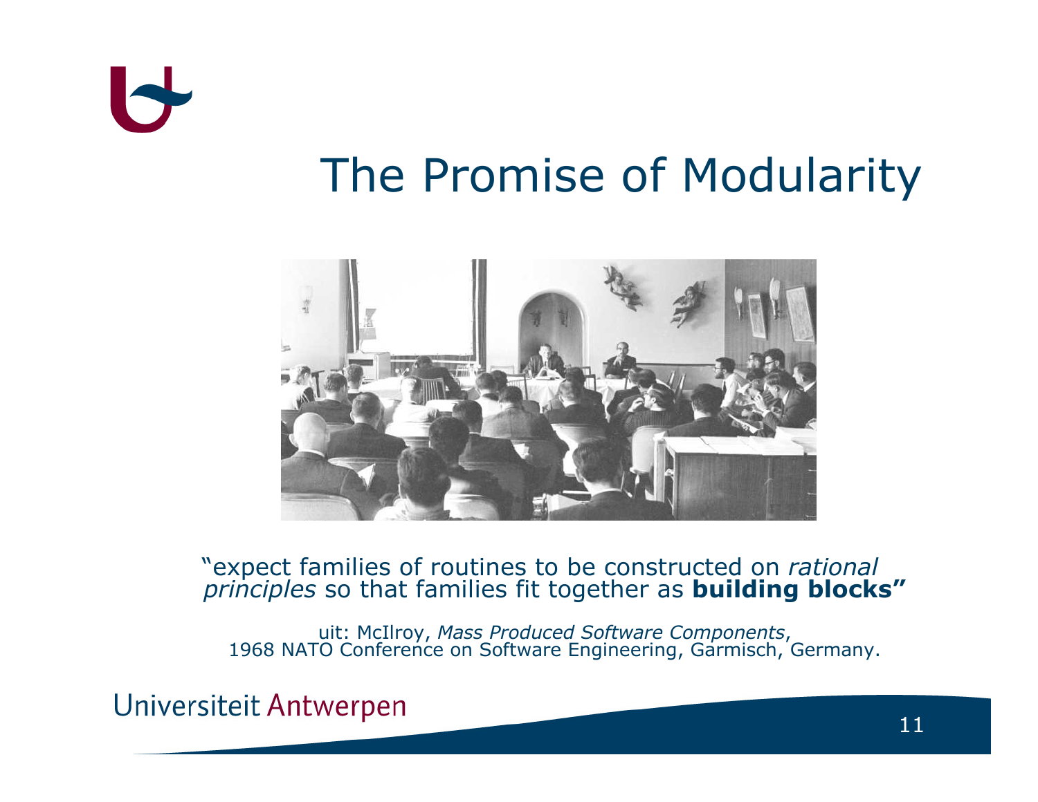# The Promise of Modularity

"expect families of routines to be constructed on *rational principles* so that families fit together as **building blocks"**

uit: McIlroy, *Mass Produced Software Components*,
1968 NATO Conference on Software Engineering, Garmisch, Germany.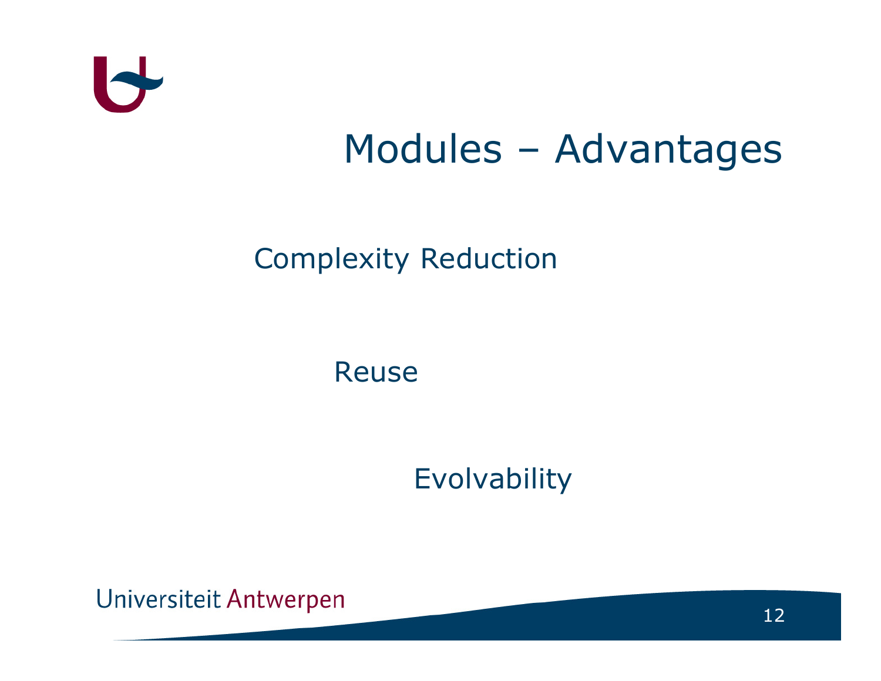# Modules – Advantages

Complexity Reduction

Reuse

Evolvability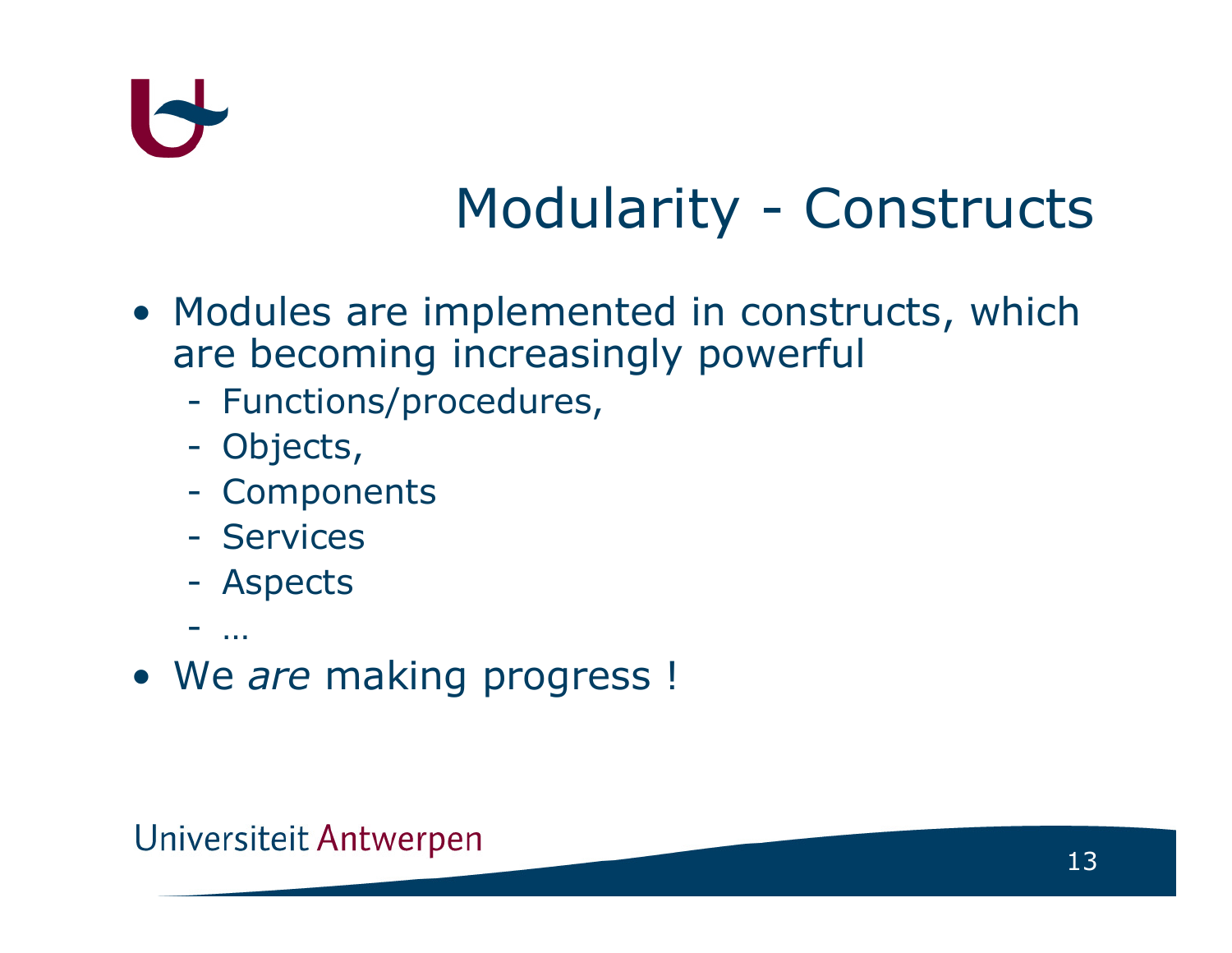# Modularity - Constructs

- Modules are implemented in constructs, which are becoming increasingly powerful
  - Functions/procedures,
  - Objects,
  - Components
  - Services
  - Aspects
  - …
- We *are* making progress !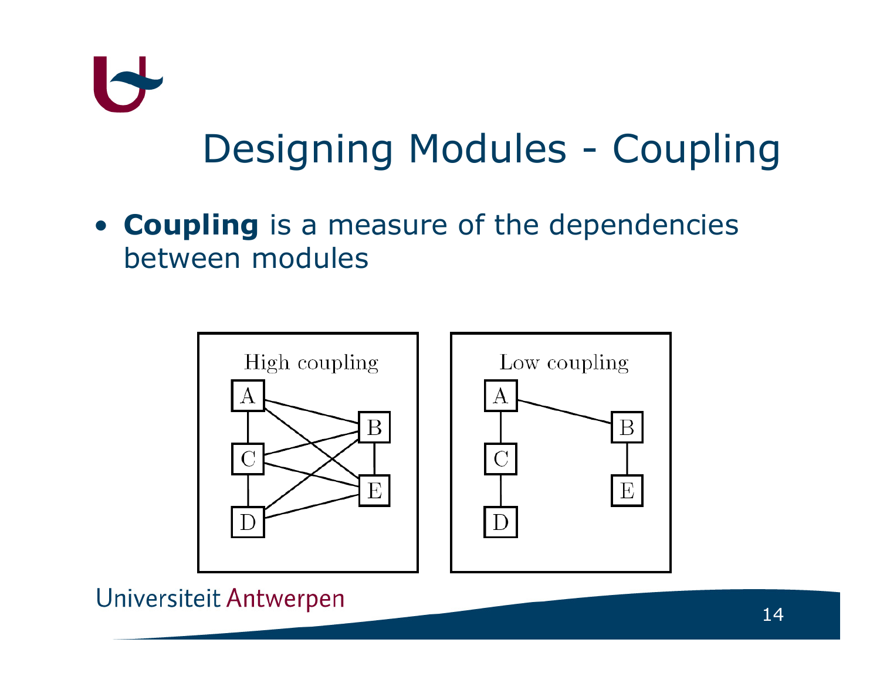# Designing Modules - Coupling

- **Coupling** is a measure of the dependencies between modules

High coupling

Low coupling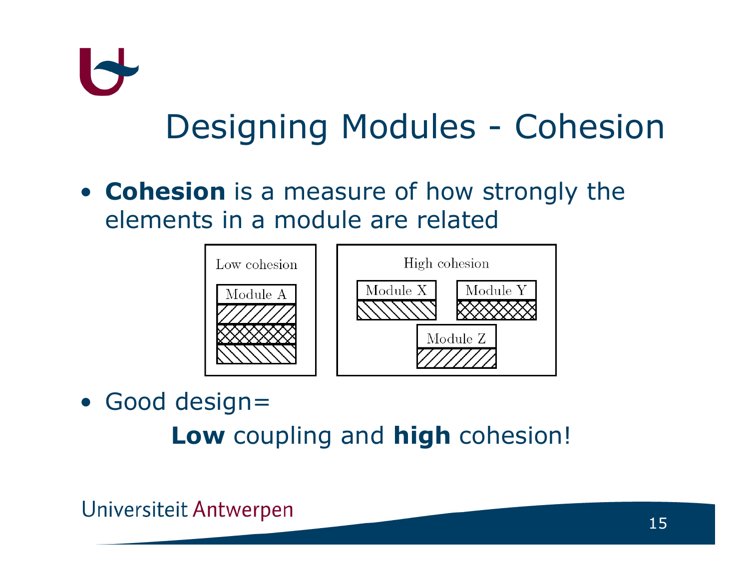# Designing Modules - Cohesion

- **Cohesion** is a measure of how strongly the elements in a module are related

Low cohesion

Module A

High cohesion

Module X

Module Y

Module Z

- Good design=

  **Low** coupling and **high** cohesion!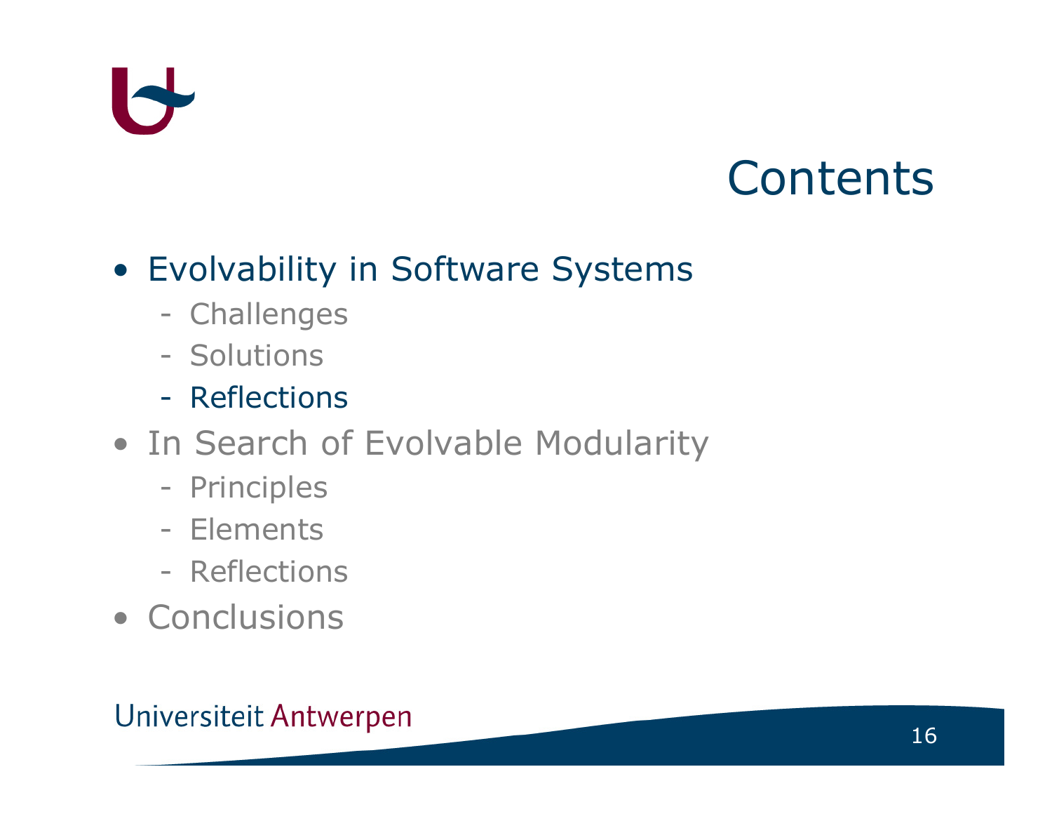# Contents

- Evolvability in Software Systems
  - Challenges
  - Solutions
  - Reflections
- In Search of Evolvable Modularity
  - Principles
  - Elements
  - Reflections
- Conclusions

Universiteit Antwerpen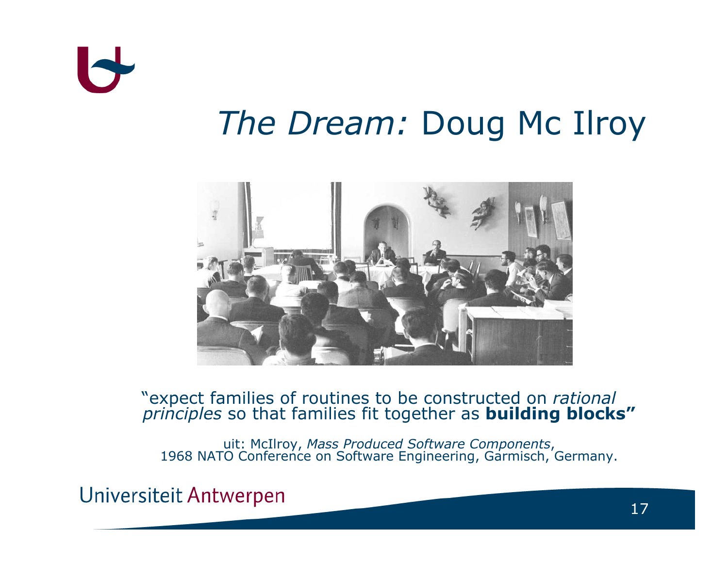# *The Dream:* Doug Mc Ilroy

"expect families of routines to be constructed on *rational principles* so that families fit together as **building blocks"**

uit: McIlroy, *Mass Produced Software Components*,
1968 NATO Conference on Software Engineering, Garmisch, Germany.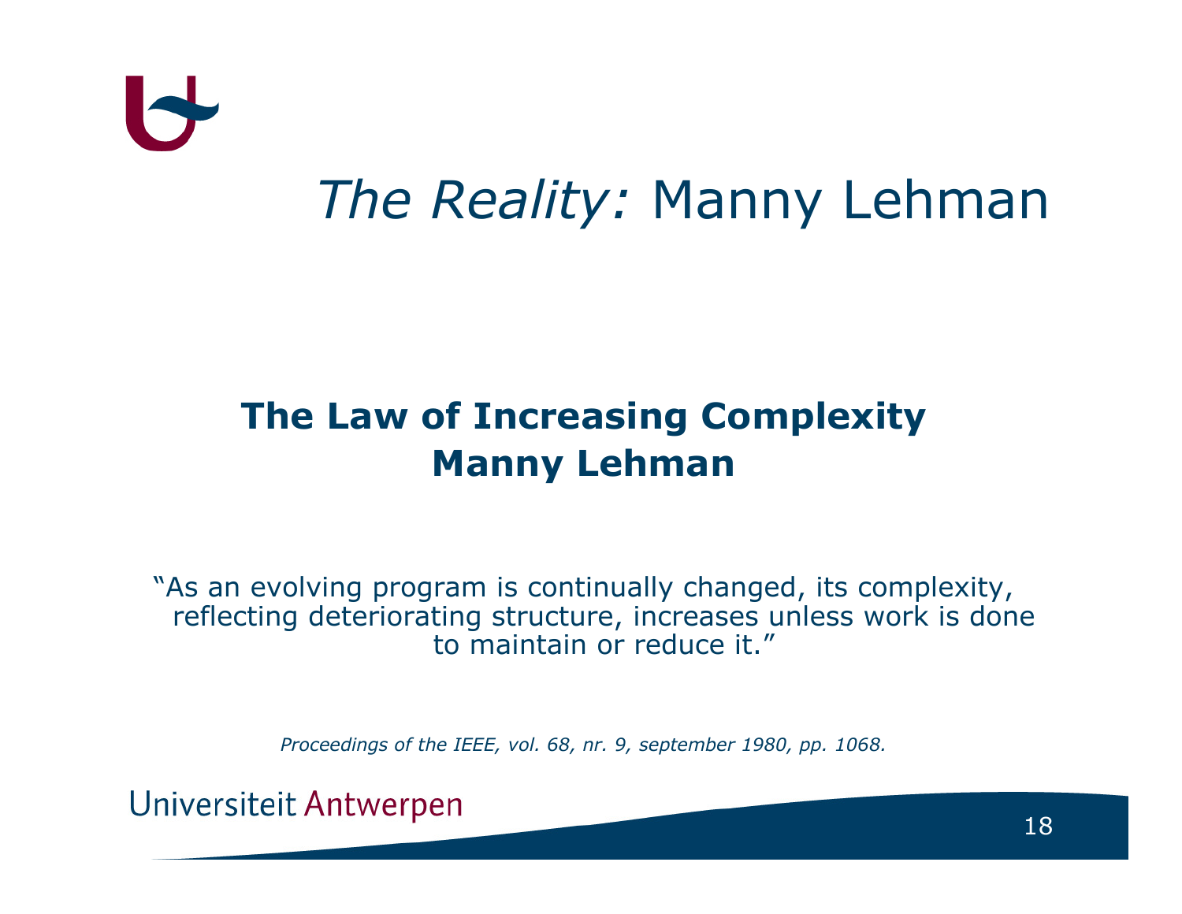# *The Reality:* Manny Lehman

**The Law of Increasing Complexity**
**Manny Lehman**

"As an evolving program is continually changed, its complexity, reflecting deteriorating structure, increases unless work is done to maintain or reduce it."

*Proceedings of the IEEE, vol. 68, nr. 9, september 1980, pp. 1068.*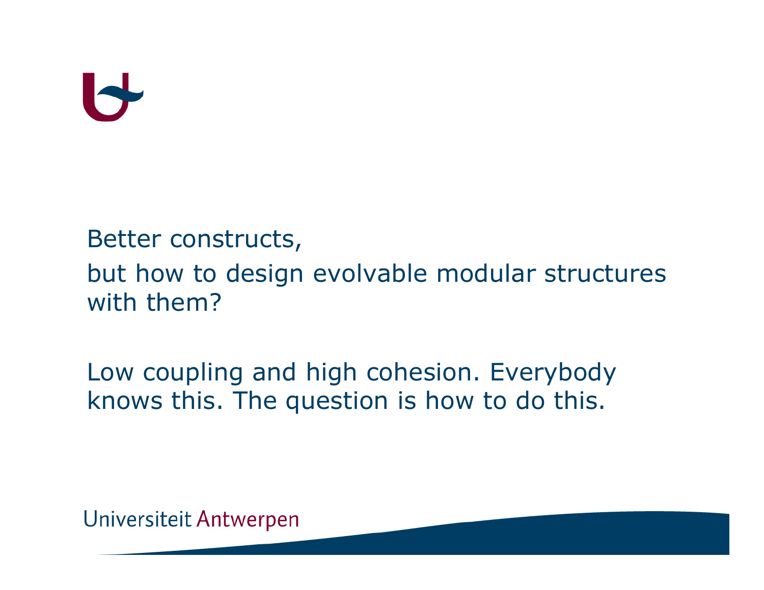Better constructs,

but how to design evolvable modular structures with them?

Low coupling and high cohesion. Everybody knows this. The question is how to do this.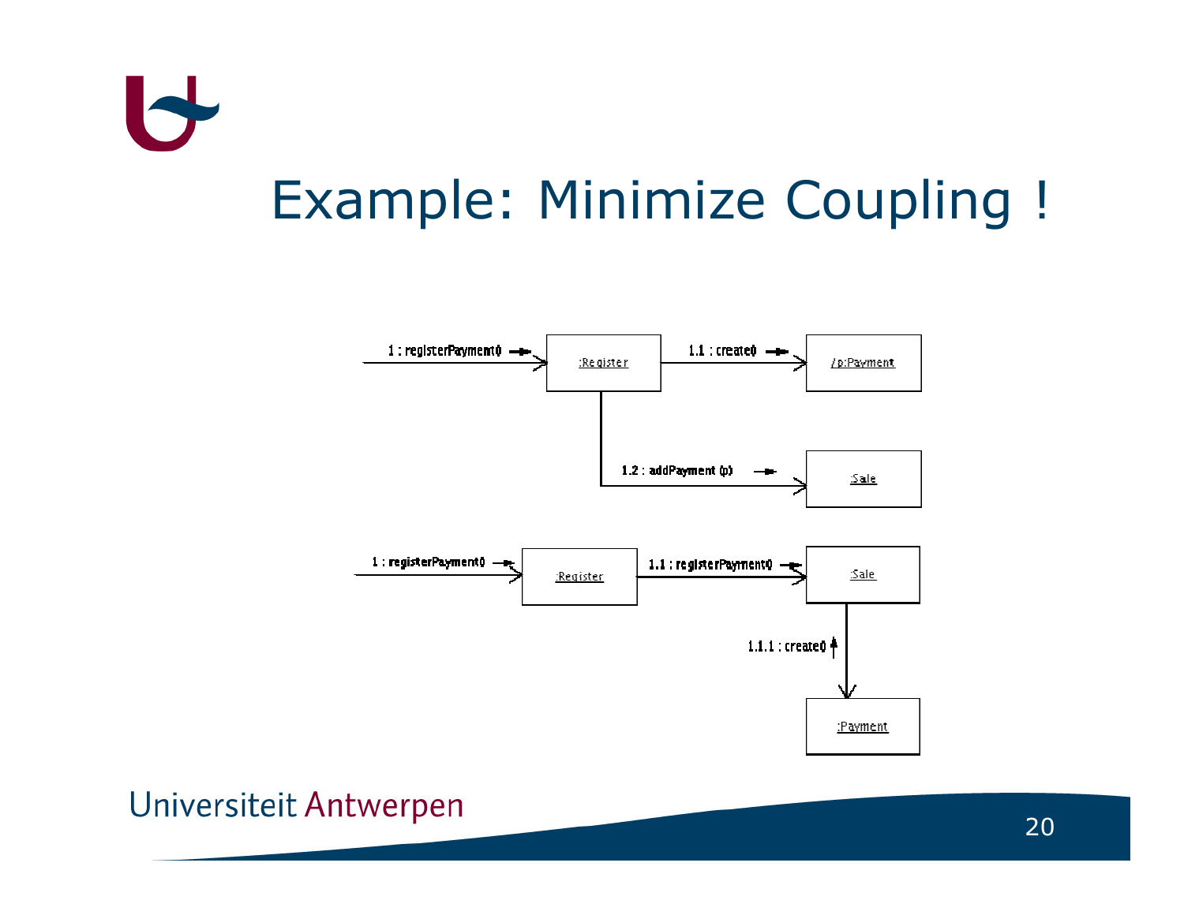# Example: Minimize Coupling !

1 : registerPayment() → :Register

1.1 : create() → /p:Payment

1.2 : addPayment (p) → :Sale

1 : registerPayment() → :Register

1.1 : registerPayment() → :Sale

1.1.1 : create() → :Payment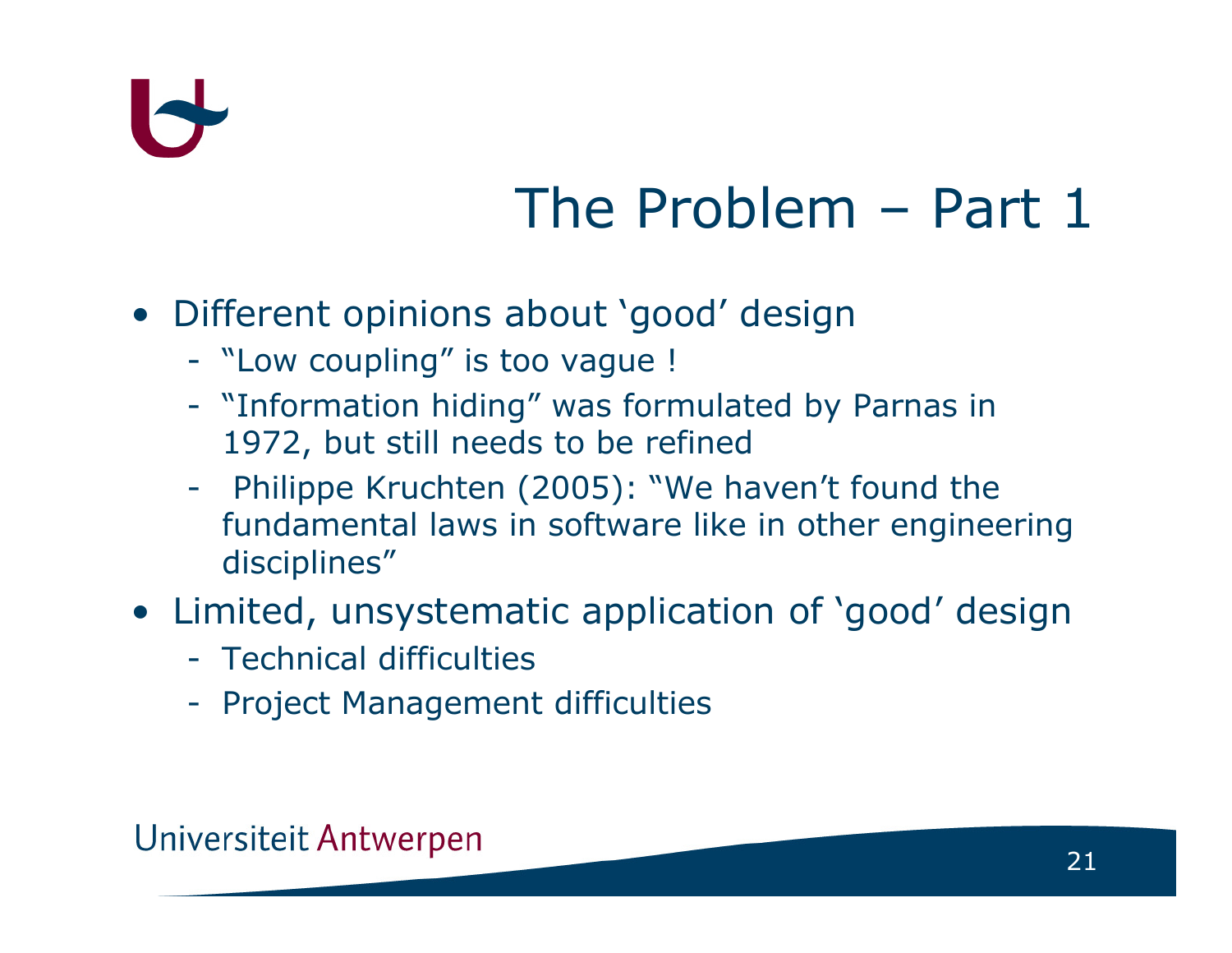# The Problem – Part 1

- Different opinions about ‘good’ design
  - “Low coupling” is too vague !
  - “Information hiding” was formulated by Parnas in 1972, but still needs to be refined
  - Philippe Kruchten (2005): “We haven’t found the fundamental laws in software like in other engineering disciplines”
- Limited, unsystematic application of ‘good’ design
  - Technical difficulties
  - Project Management difficulties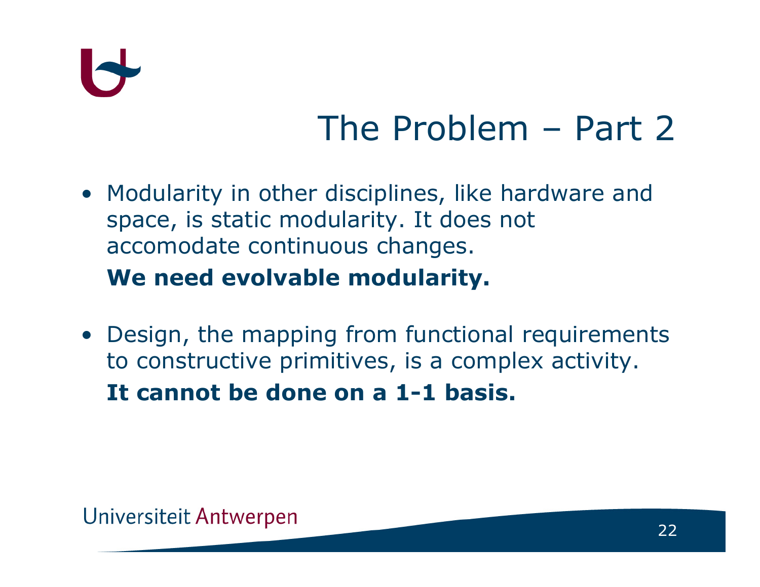# The Problem – Part 2

- Modularity in other disciplines, like hardware and space, is static modularity. It does not accomodate continuous changes.

  **We need evolvable modularity.**

- Design, the mapping from functional requirements to constructive primitives, is a complex activity.

  **It cannot be done on a 1-1 basis.**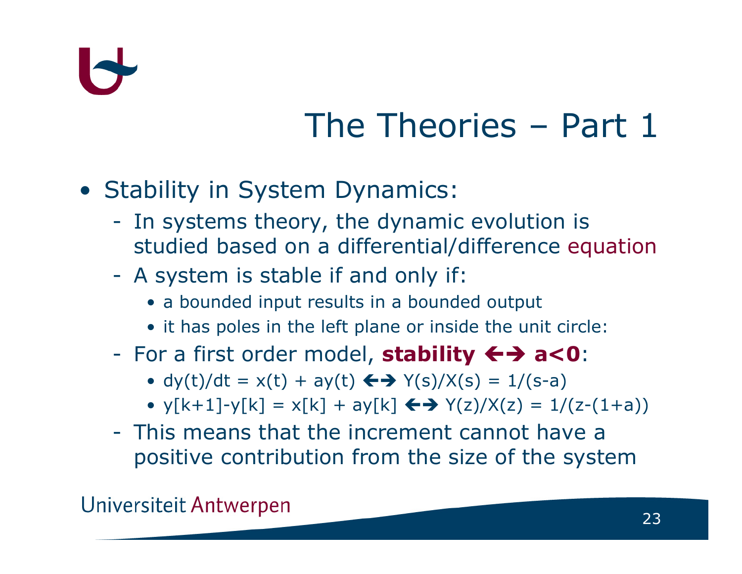# The Theories – Part 1

- Stability in System Dynamics:
  - In systems theory, the dynamic evolution is studied based on a differential/difference equation
  - A system is stable if and only if:
    - a bounded input results in a bounded output
    - it has poles in the left plane or inside the unit circle:
  - For a first order model, **stability ⟷ $a<0$**:
    - $dy(t)/dt = x(t) + ay(t)$ ⟷ $Y(s)/X(s) = 1/(s-a)$
    - $y[k+1]-y[k] = x[k] + ay[k]$ ⟷ $Y(z)/X(z) = 1/(z-(1+a))$
  - This means that the increment cannot have a positive contribution from the size of the system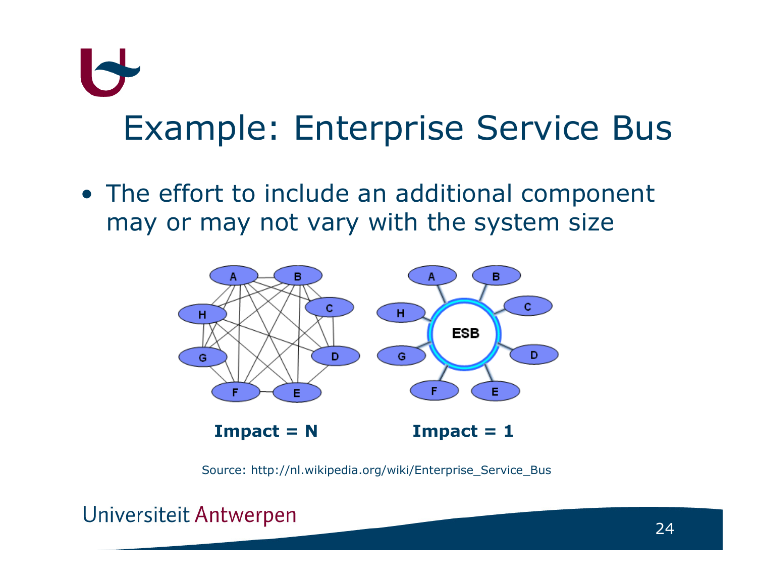# Example: Enterprise Service Bus

- The effort to include an additional component may or may not vary with the system size

**Impact = N** **Impact = 1**

Source: http://nl.wikipedia.org/wiki/Enterprise_Service_Bus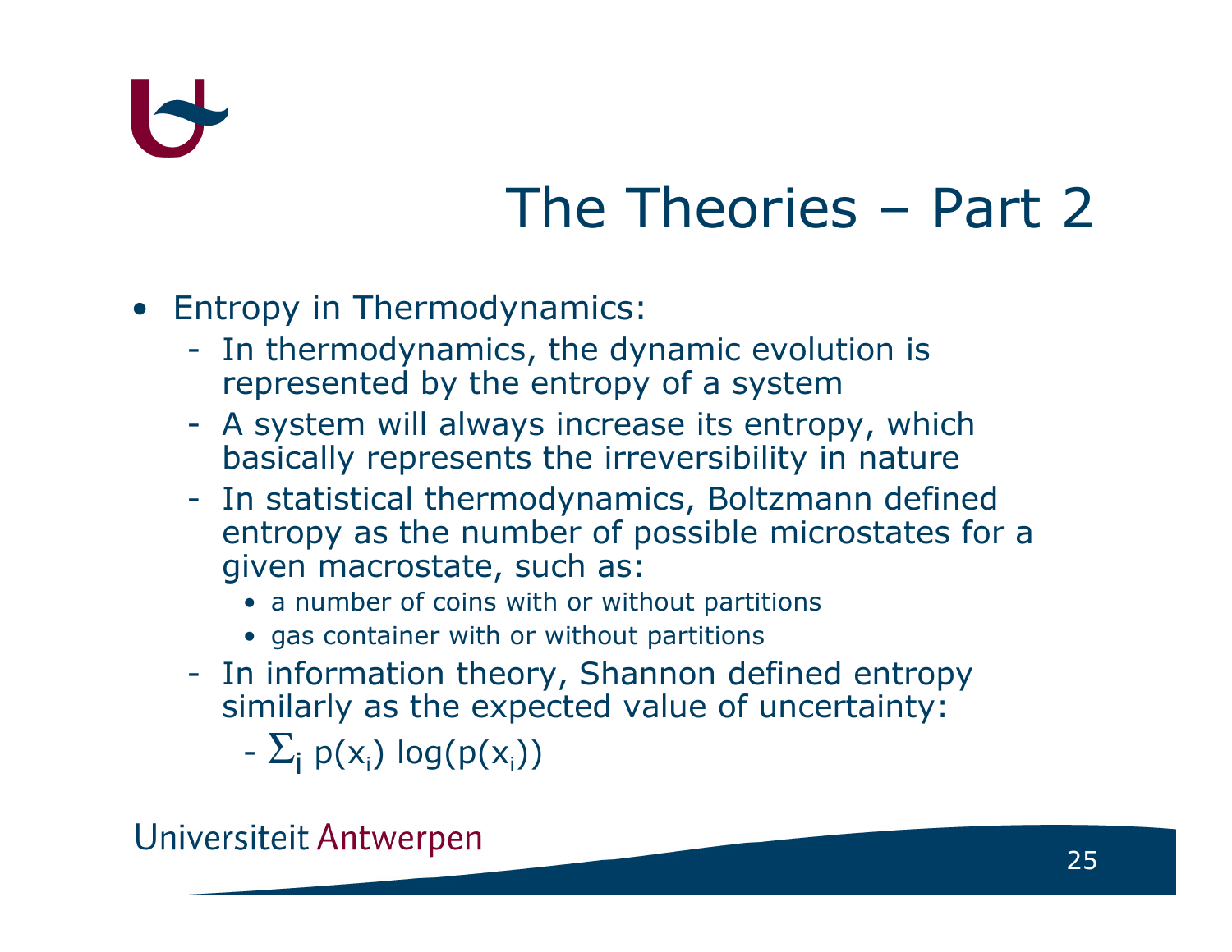# The Theories – Part 2

- Entropy in Thermodynamics:
  - In thermodynamics, the dynamic evolution is represented by the entropy of a system
  - A system will always increase its entropy, which basically represents the irreversibility in nature
  - In statistical thermodynamics, Boltzmann defined entropy as the number of possible microstates for a given macrostate, such as:
    - a number of coins with or without partitions
    - gas container with or without partitions
  - In information theory, Shannon defined entropy similarly as the expected value of uncertainty:

    $- \sum_i p(x_i) \log(p(x_i))$

Universiteit Antwerpen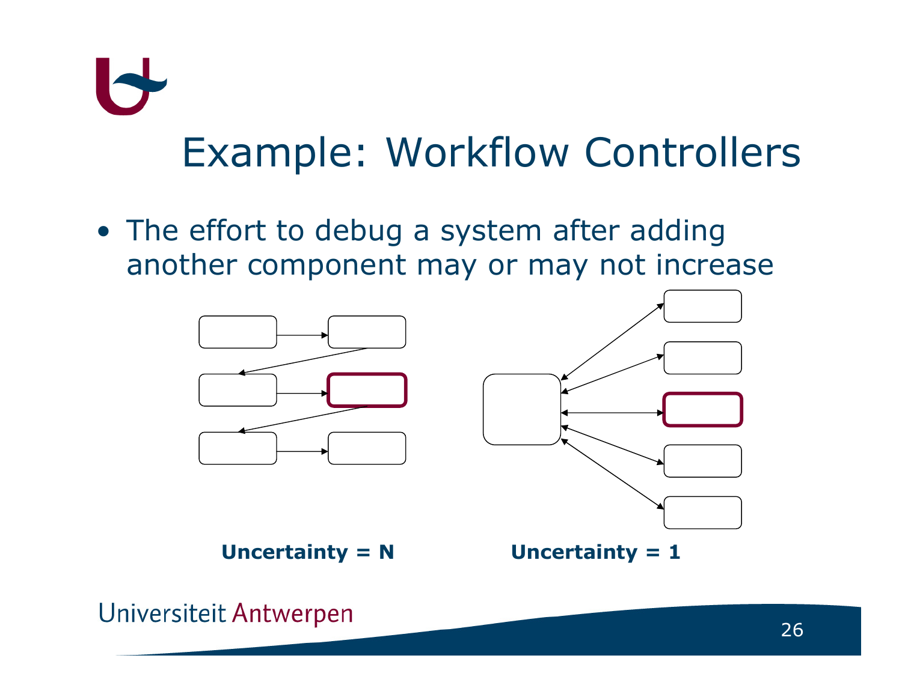# Example: Workflow Controllers

- The effort to debug a system after adding another component may or may not increase

**Uncertainty = N** **Uncertainty = 1**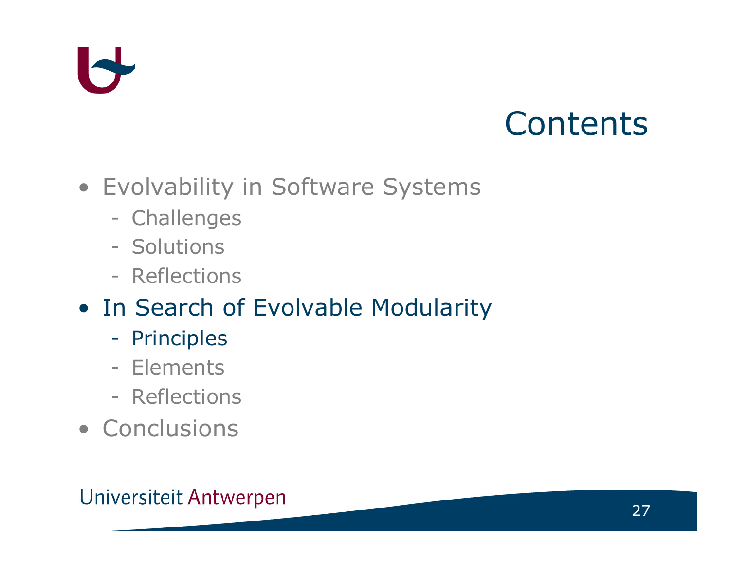# Contents

- Evolvability in Software Systems
  - Challenges
  - Solutions
  - Reflections
- In Search of Evolvable Modularity
  - Principles
  - Elements
  - Reflections
- Conclusions

Universiteit Antwerpen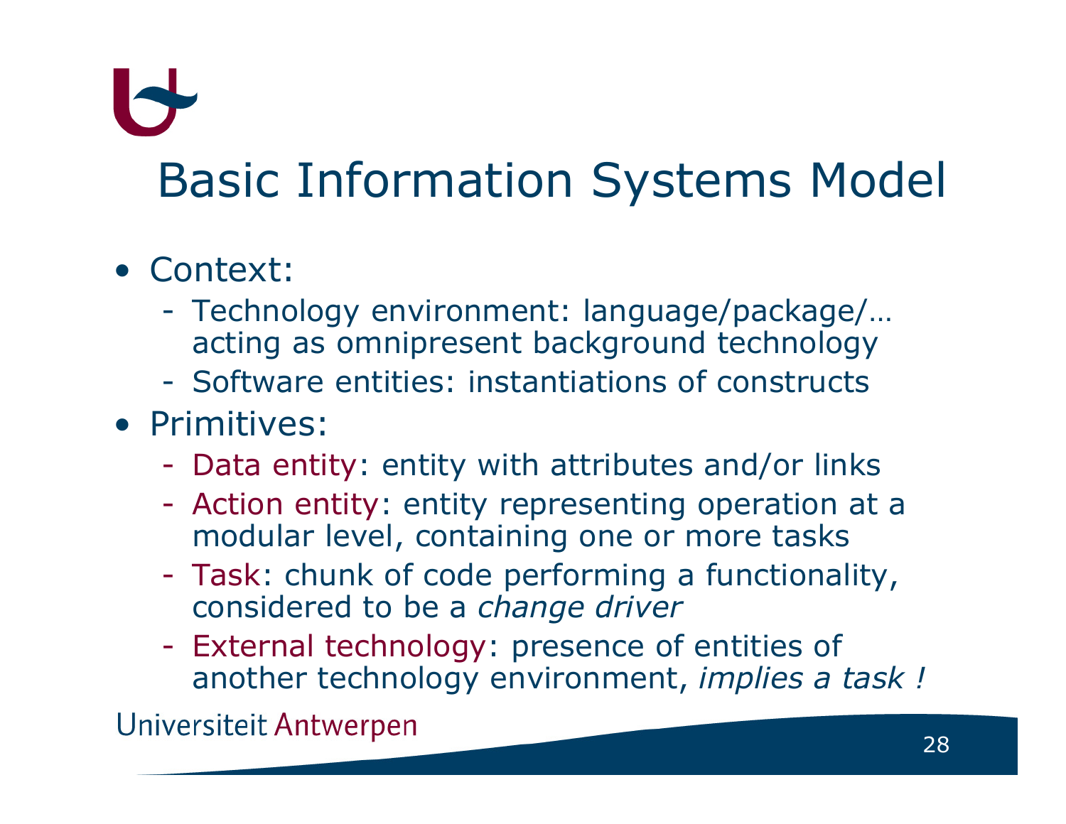# Basic Information Systems Model

- Context:
  - Technology environment: language/package/… acting as omnipresent background technology
  - Software entities: instantiations of constructs
- Primitives:
  - Data entity: entity with attributes and/or links
  - Action entity: entity representing operation at a modular level, containing one or more tasks
  - Task: chunk of code performing a functionality, considered to be a *change driver*
  - External technology: presence of entities of another technology environment, *implies a task !*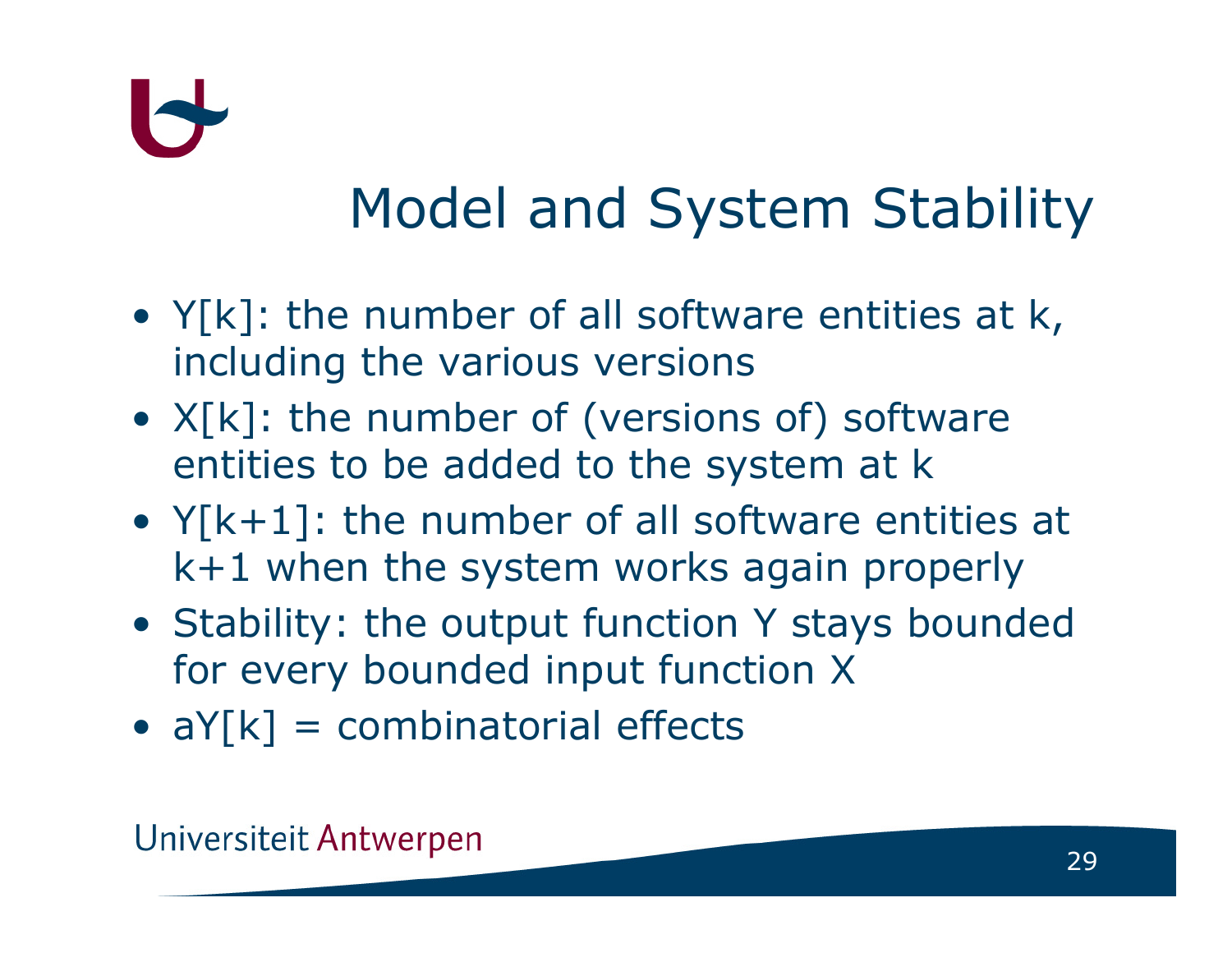# Model and System Stability

- $Y[k]$: the number of all software entities at k, including the various versions
- $X[k]$: the number of (versions of) software entities to be added to the system at k
- $Y[k+1]$: the number of all software entities at k+1 when the system works again properly
- Stability: the output function Y stays bounded for every bounded input function X
- $aY[k]$ = combinatorial effects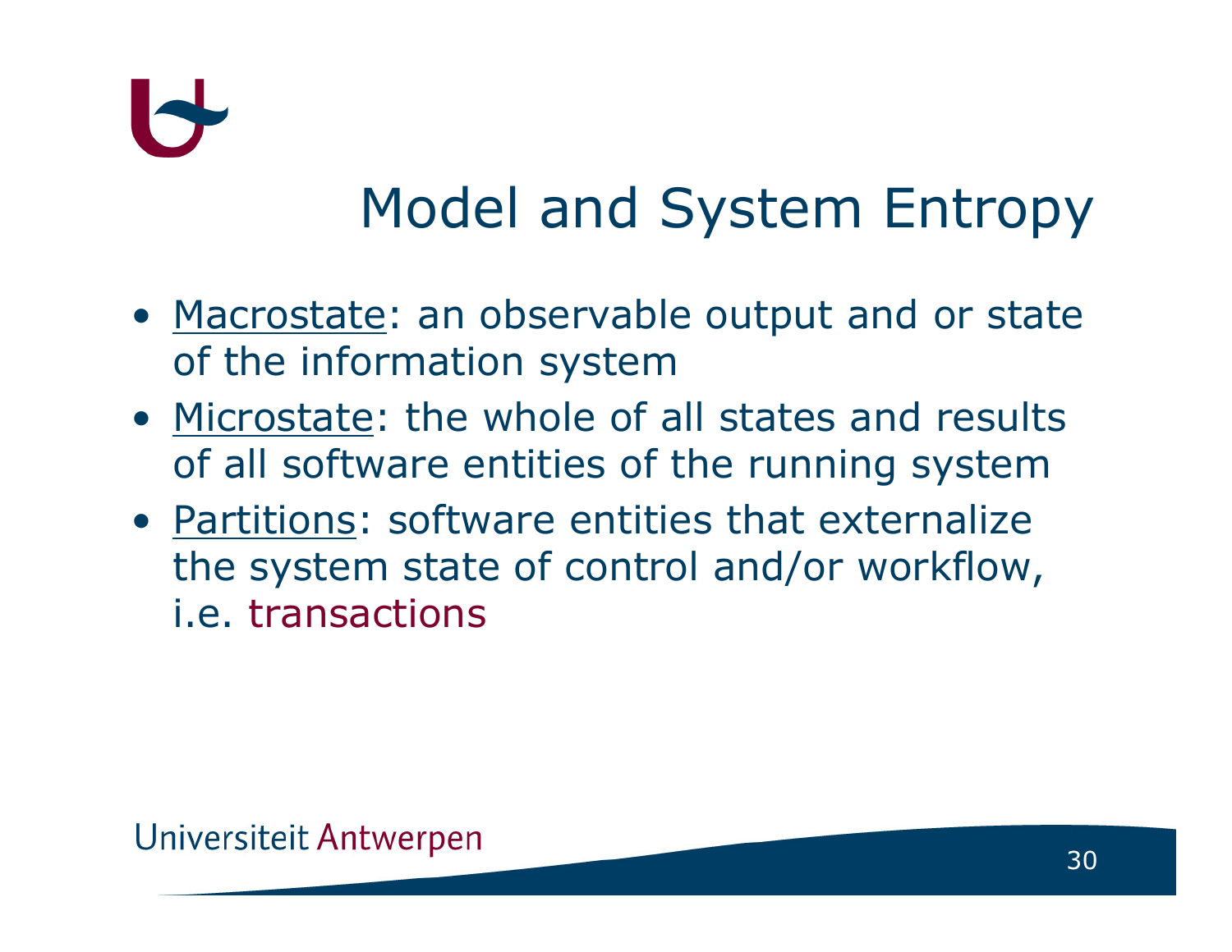# Model and System Entropy

- Macrostate: an observable output and or state of the information system
- Microstate: the whole of all states and results of all software entities of the running system
- Partitions: software entities that externalize the system state of control and/or workflow, i.e. transactions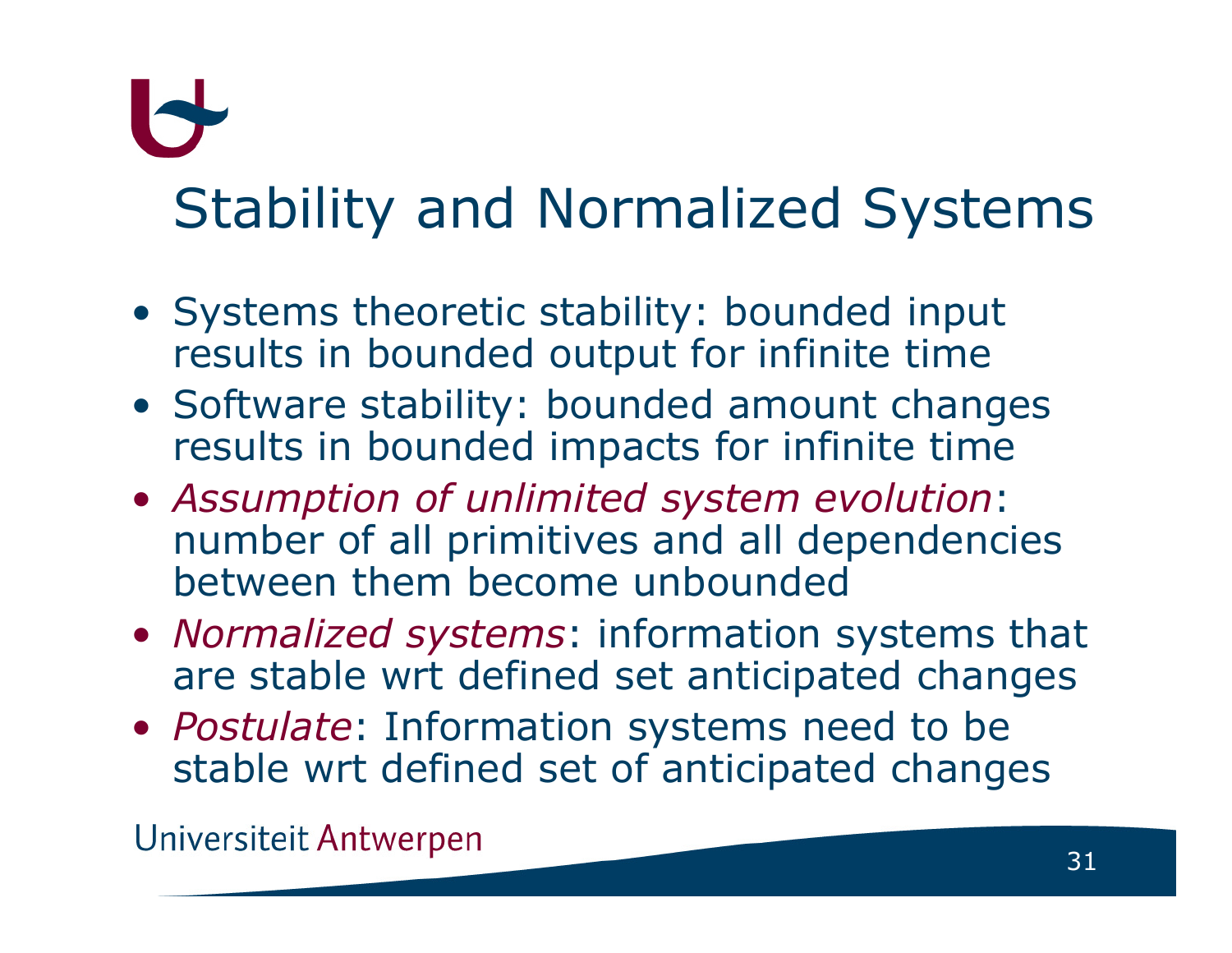# Stability and Normalized Systems

- Systems theoretic stability: bounded input results in bounded output for infinite time
- Software stability: bounded amount changes results in bounded impacts for infinite time
- *Assumption of unlimited system evolution*: number of all primitives and all dependencies between them become unbounded
- *Normalized systems*: information systems that are stable wrt defined set anticipated changes
- *Postulate*: Information systems need to be stable wrt defined set of anticipated changes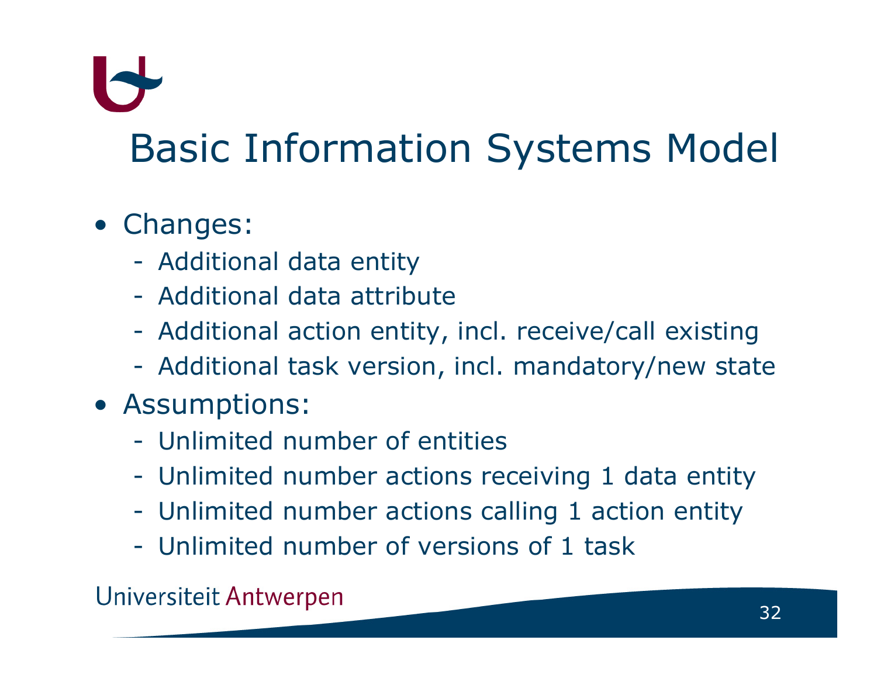# Basic Information Systems Model

- Changes:
  - Additional data entity
  - Additional data attribute
  - Additional action entity, incl. receive/call existing
  - Additional task version, incl. mandatory/new state
- Assumptions:
  - Unlimited number of entities
  - Unlimited number actions receiving 1 data entity
  - Unlimited number actions calling 1 action entity
  - Unlimited number of versions of 1 task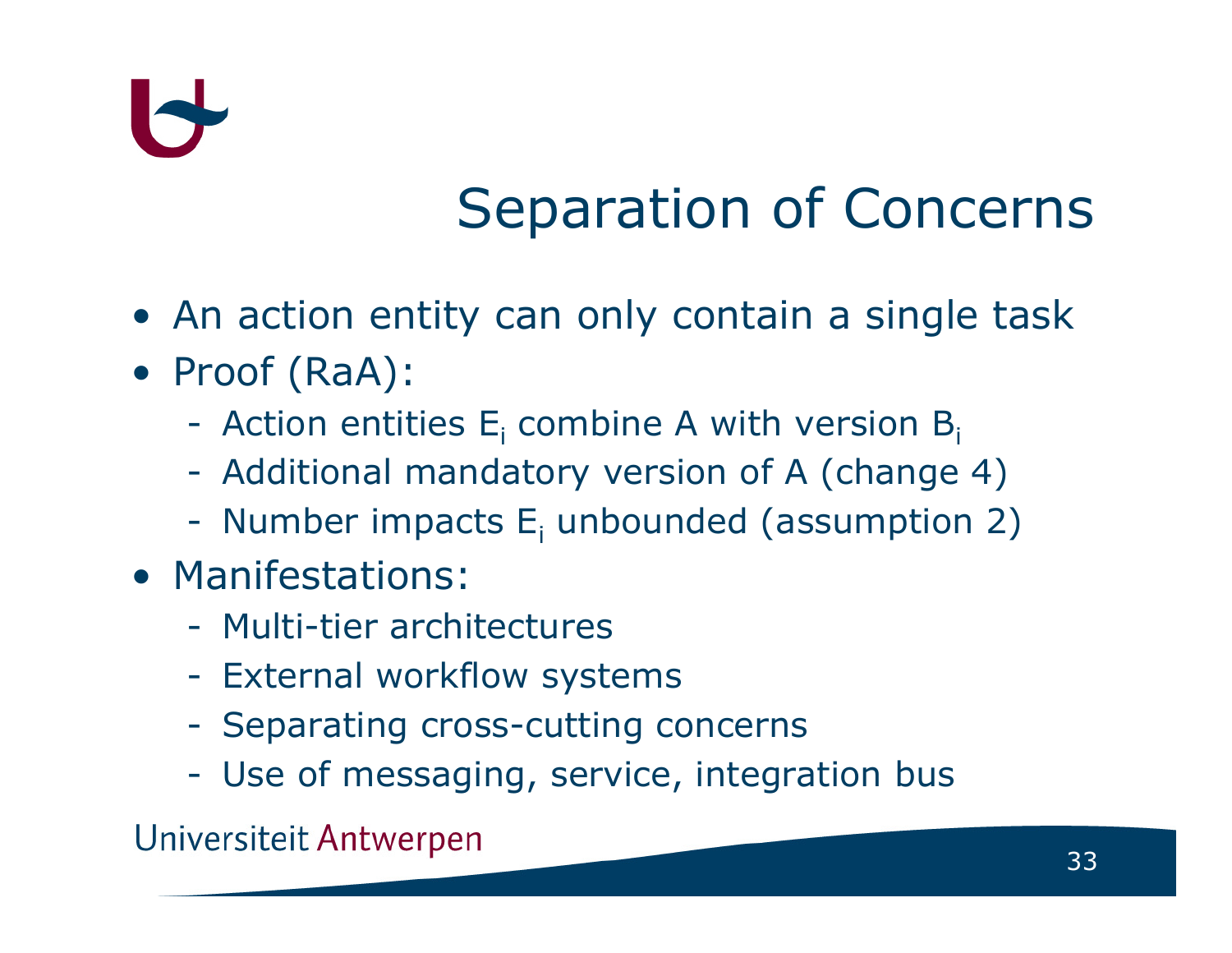# Separation of Concerns

- An action entity can only contain a single task
- Proof (RaA):
  - Action entities $E_i$ combine A with version $B_i$
  - Additional mandatory version of A (change 4)
  - Number impacts $E_i$ unbounded (assumption 2)
- Manifestations:
  - Multi-tier architectures
  - External workflow systems
  - Separating cross-cutting concerns
  - Use of messaging, service, integration bus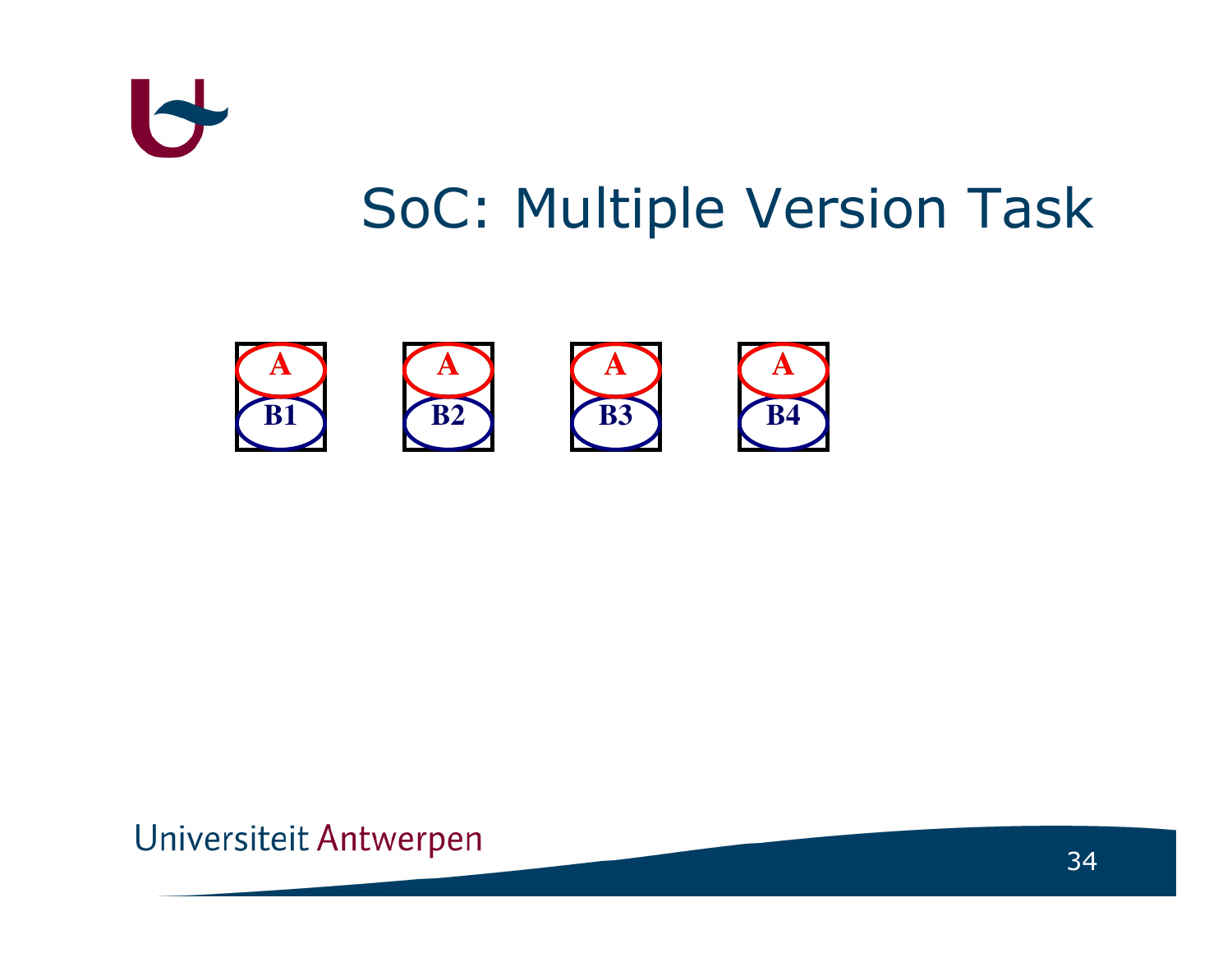# SoC: Multiple Version Task

A B1

A B2

A B3

A B4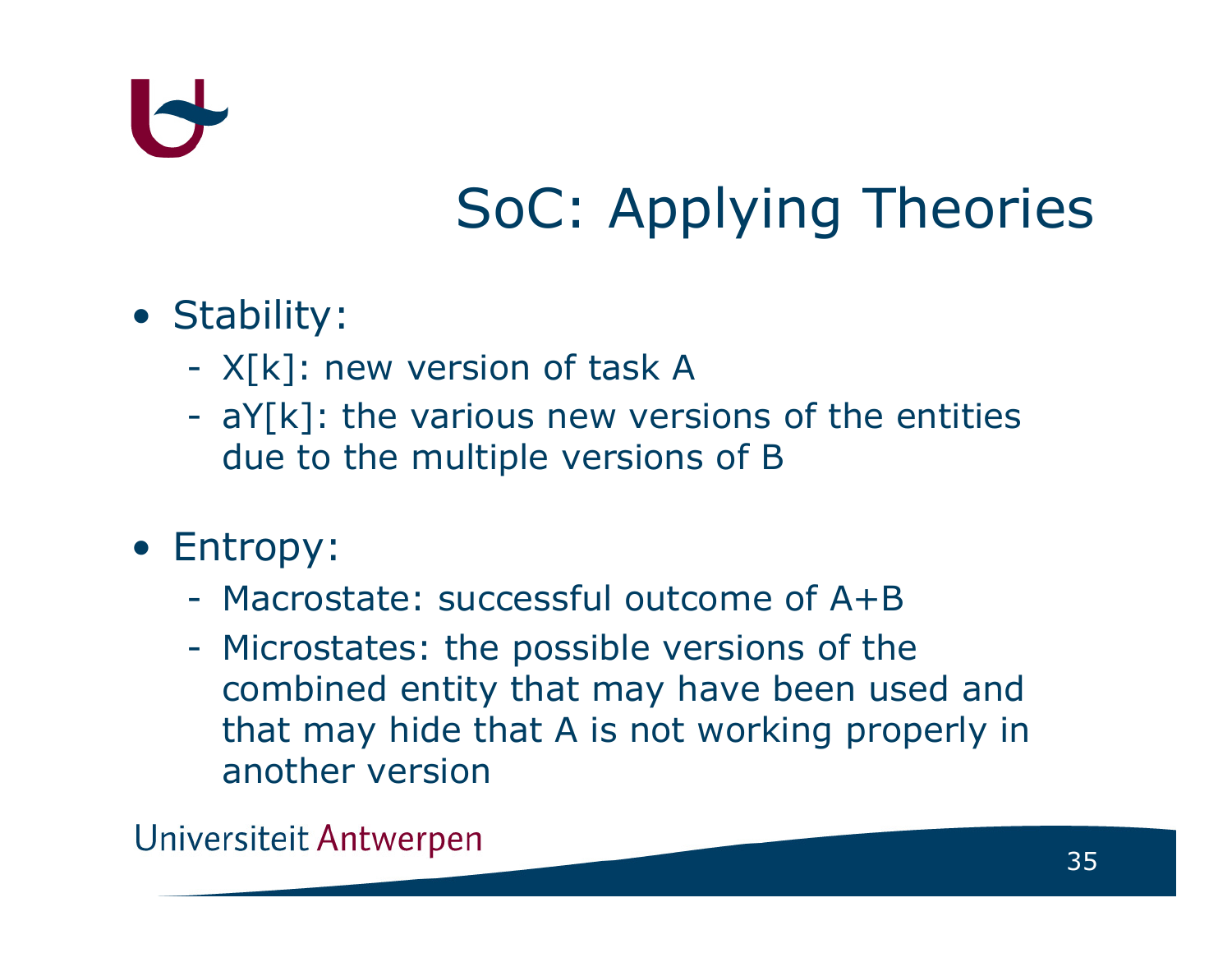# SoC: Applying Theories

- Stability:
  - X[k]: new version of task A
  - aY[k]: the various new versions of the entities due to the multiple versions of B
- Entropy:
  - Macrostate: successful outcome of A+B
  - Microstates: the possible versions of the combined entity that may have been used and that may hide that A is not working properly in another version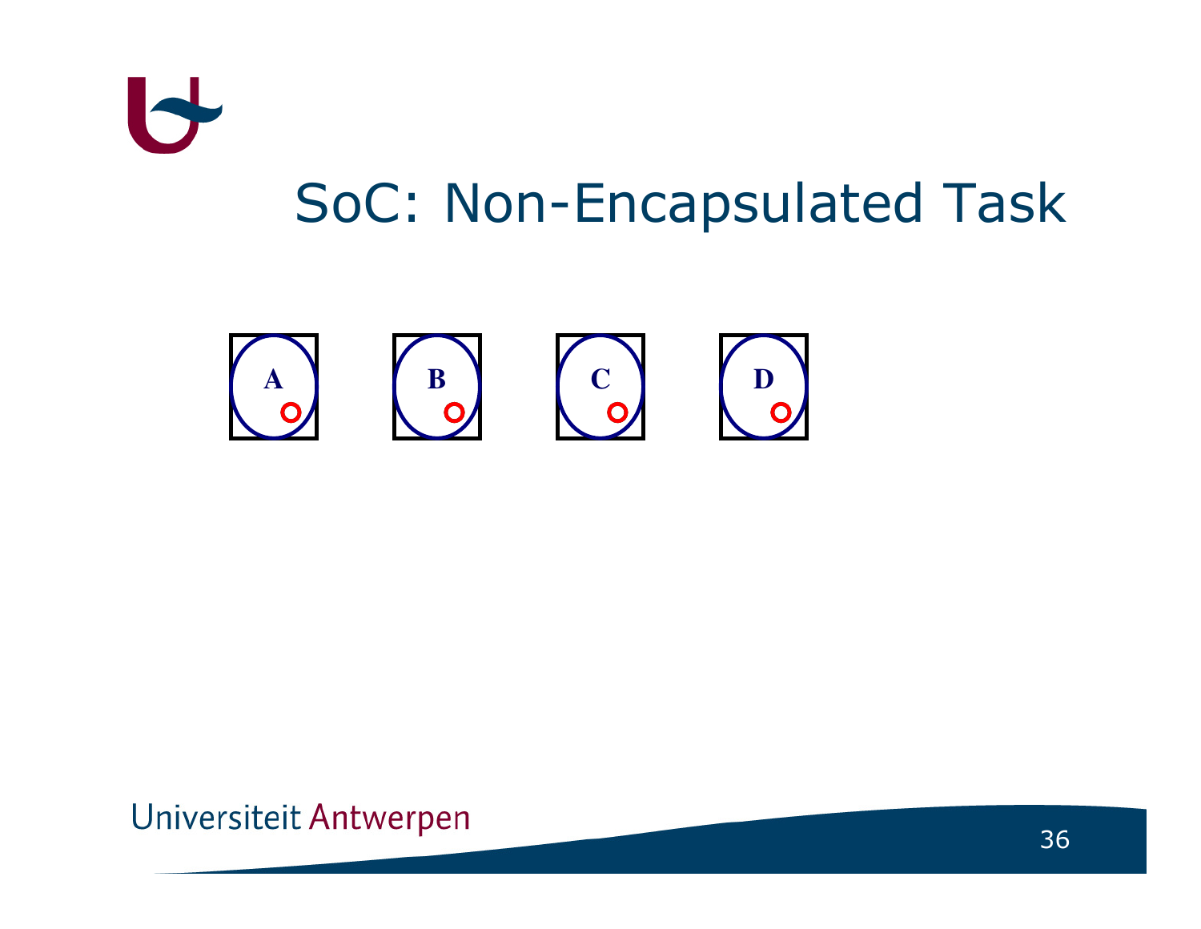# SoC: Non-Encapsulated Task

A B C D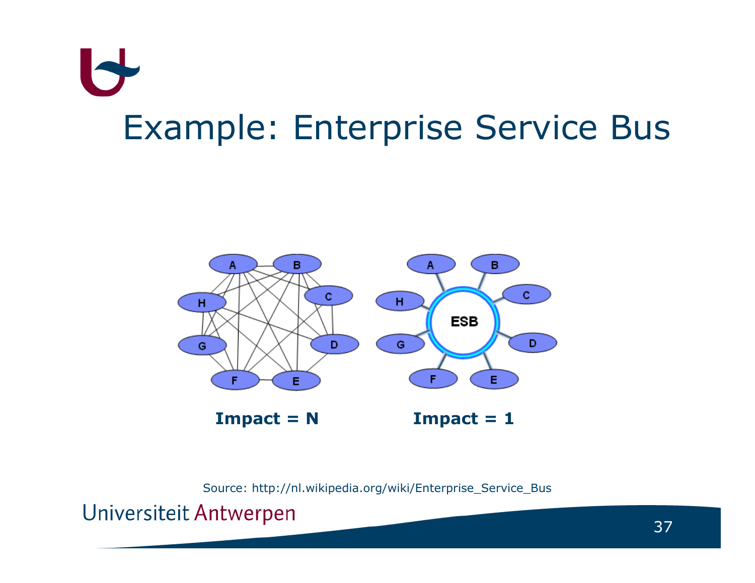# Example: Enterprise Service Bus

**Impact = N** **Impact = 1**

Source: http://nl.wikipedia.org/wiki/Enterprise_Service_Bus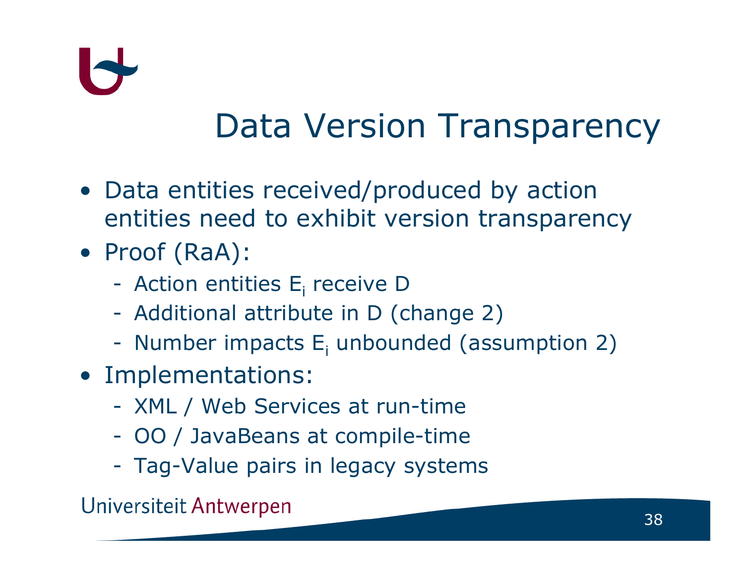# Data Version Transparency

- Data entities received/produced by action entities need to exhibit version transparency
- Proof (RaA):
  - Action entities $E_i$ receive D
  - Additional attribute in D (change 2)
  - Number impacts $E_i$ unbounded (assumption 2)
- Implementations:
  - XML / Web Services at run-time
  - OO / JavaBeans at compile-time
  - Tag-Value pairs in legacy systems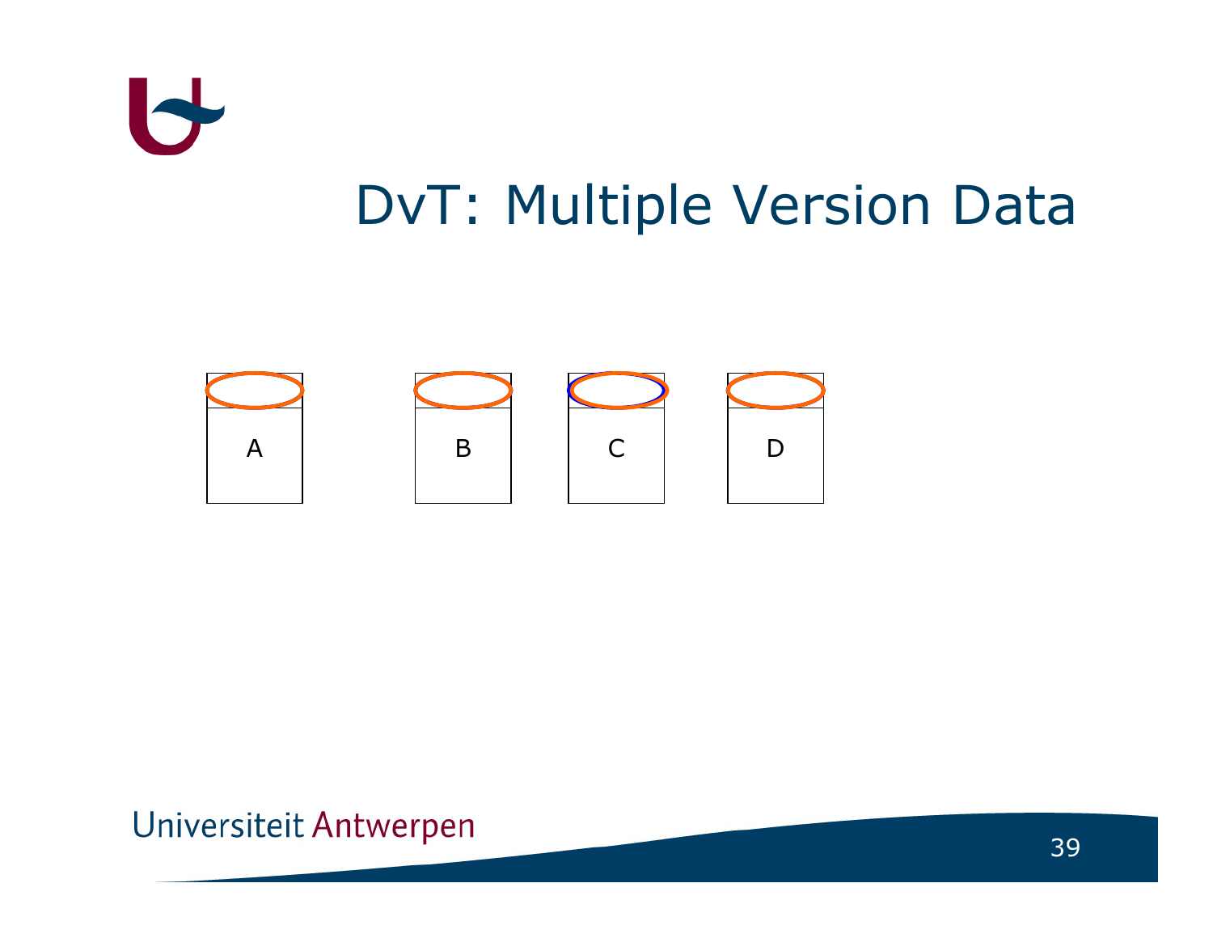# DvT: Multiple Version Data

A

B

C

D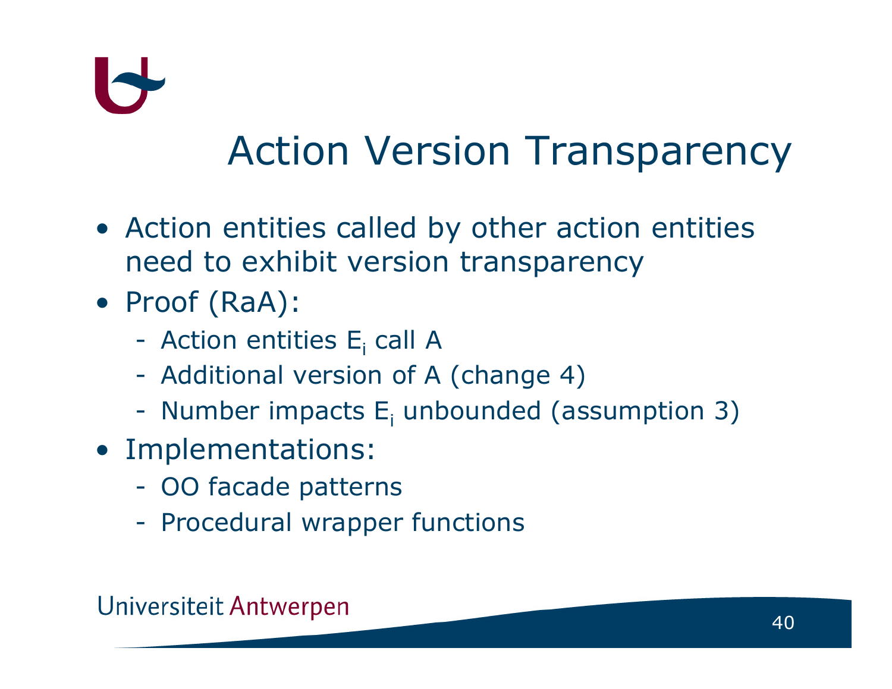# Action Version Transparency

- Action entities called by other action entities need to exhibit version transparency
- Proof (RaA):
  - Action entities $E_i$ call A
  - Additional version of A (change 4)
  - Number impacts $E_i$ unbounded (assumption 3)
- Implementations:
  - OO facade patterns
  - Procedural wrapper functions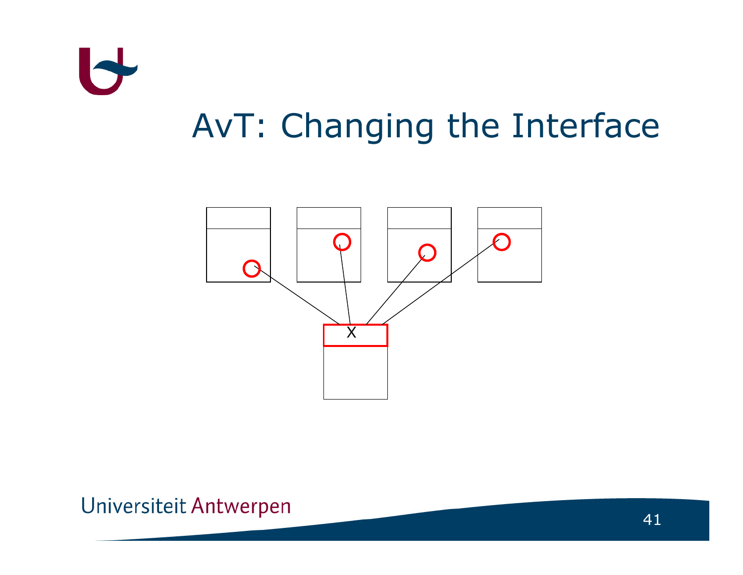# AvT: Changing the Interface

X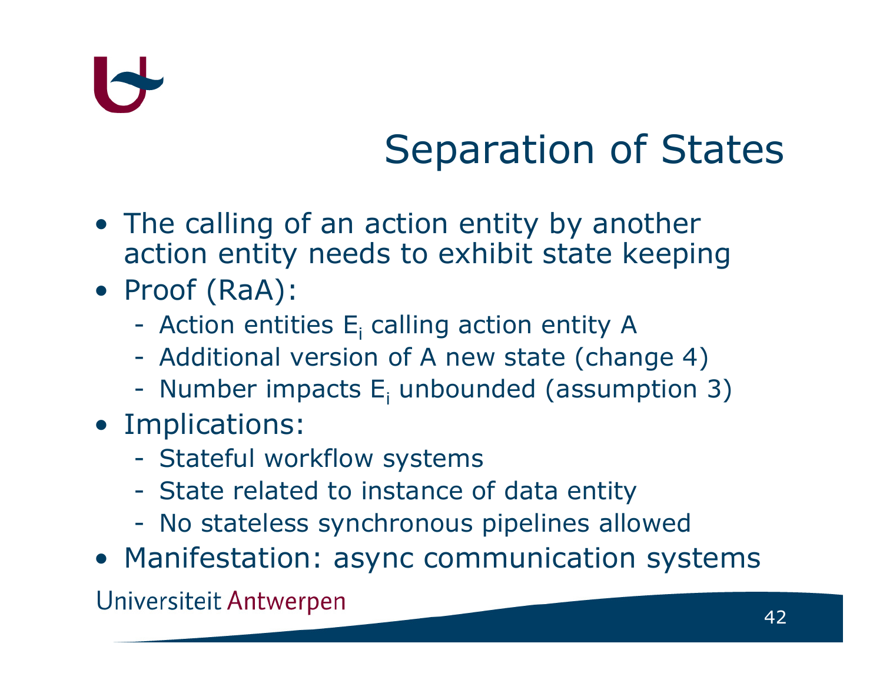# Separation of States

- The calling of an action entity by another action entity needs to exhibit state keeping
- Proof (RaA):
  - Action entities $E_i$ calling action entity A
  - Additional version of A new state (change 4)
  - Number impacts $E_i$ unbounded (assumption 3)
- Implications:
  - Stateful workflow systems
  - State related to instance of data entity
  - No stateless synchronous pipelines allowed
- Manifestation: async communication systems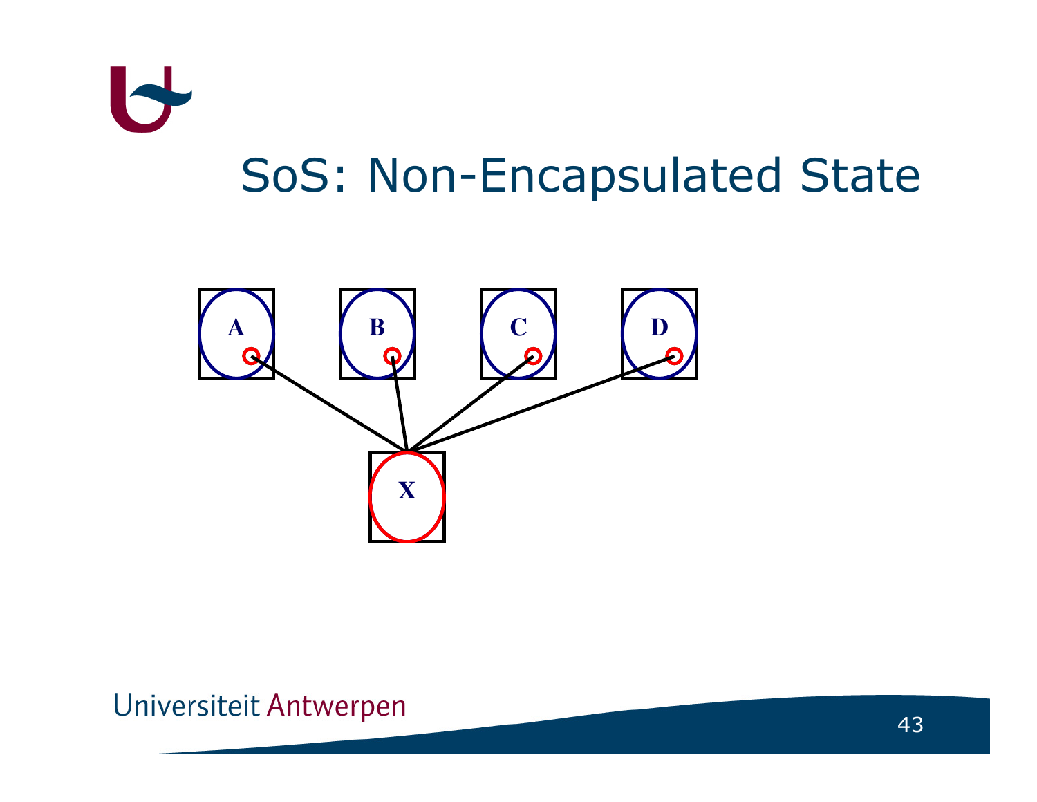# SoS: Non-Encapsulated State

A B C D

X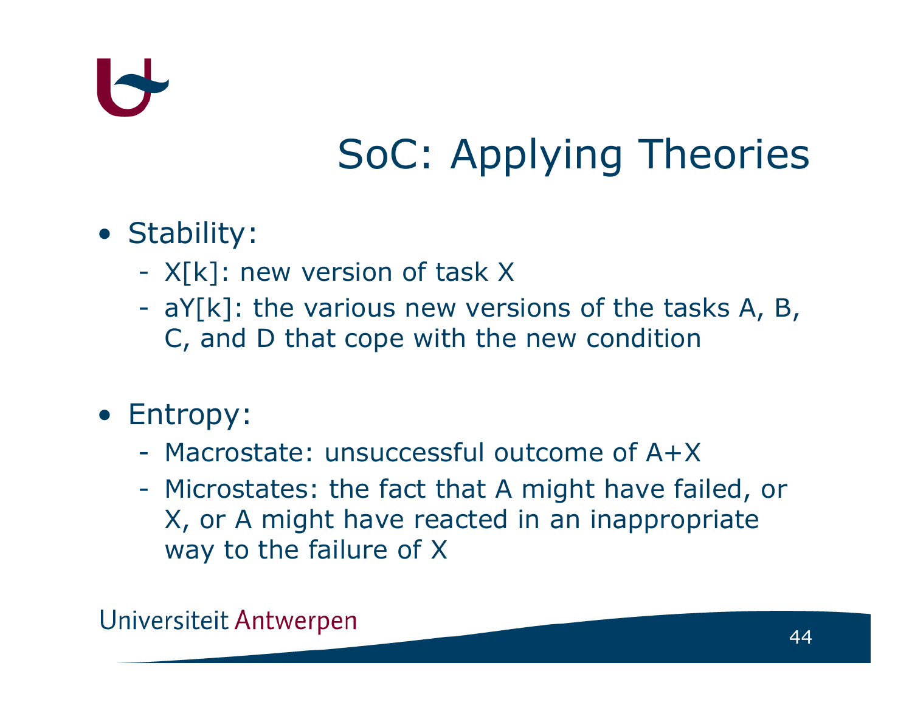# SoC: Applying Theories

- Stability:
  - X[k]: new version of task X
  - aY[k]: the various new versions of the tasks A, B, C, and D that cope with the new condition

- Entropy:
  - Macrostate: unsuccessful outcome of A+X
  - Microstates: the fact that A might have failed, or X, or A might have reacted in an inappropriate way to the failure of X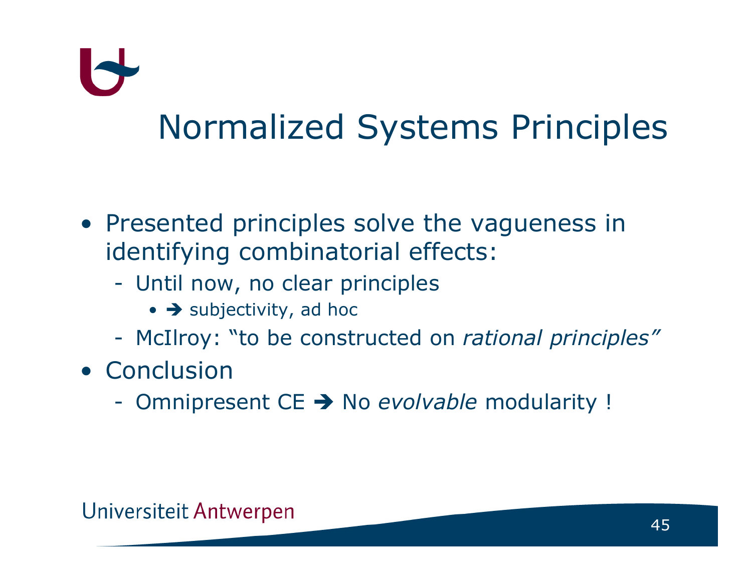# Normalized Systems Principles

- Presented principles solve the vagueness in identifying combinatorial effects:
  - Until now, no clear principles
    - ➔ subjectivity, ad hoc
  - McIlroy: "to be constructed on *rational principles"*
- Conclusion
  - Omnipresent CE ➔ No *evolvable* modularity !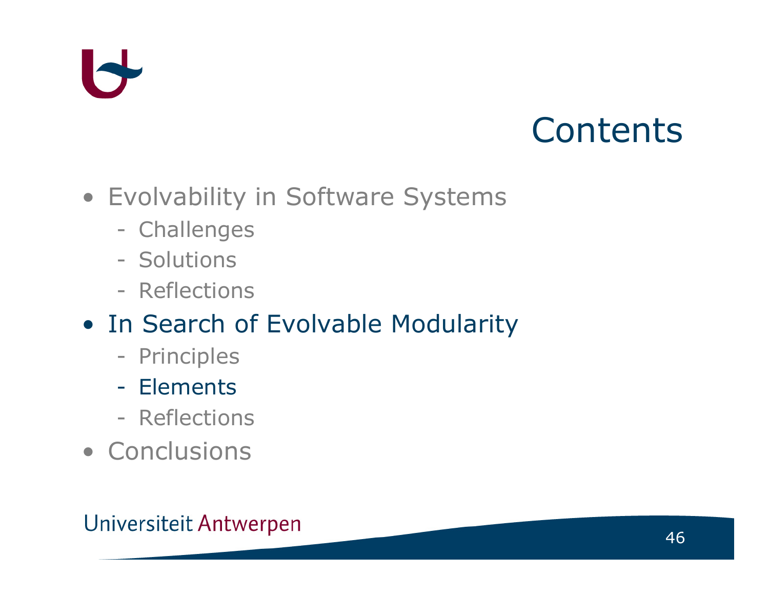# Contents

- Evolvability in Software Systems
  - Challenges
  - Solutions
  - Reflections
- In Search of Evolvable Modularity
  - Principles
  - Elements
  - Reflections
- Conclusions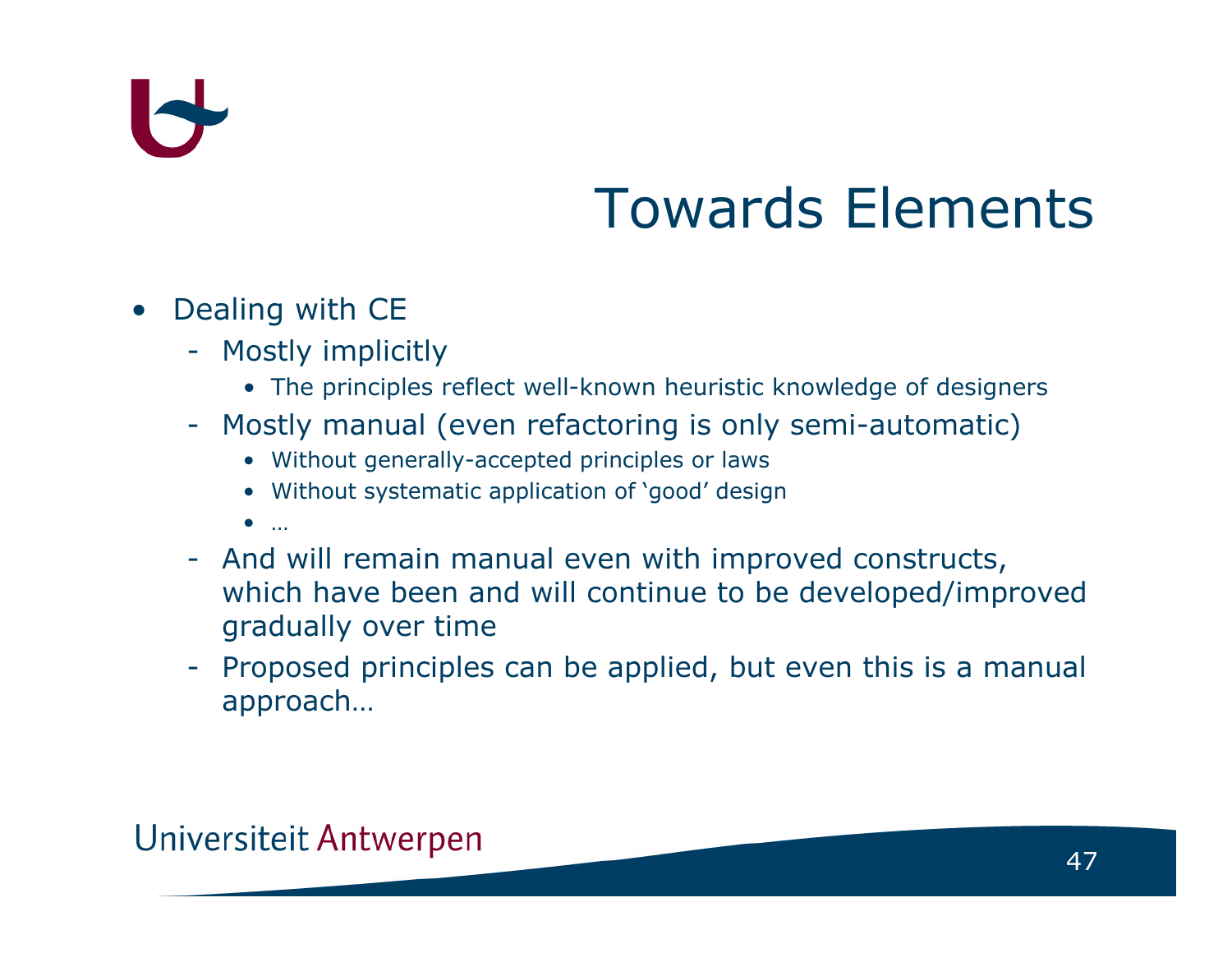# Towards Elements

- Dealing with CE
  - Mostly implicitly
    - The principles reflect well-known heuristic knowledge of designers
  - Mostly manual (even refactoring is only semi-automatic)
    - Without generally-accepted principles or laws
    - Without systematic application of 'good' design
    - …
  - And will remain manual even with improved constructs, which have been and will continue to be developed/improved gradually over time
  - Proposed principles can be applied, but even this is a manual approach…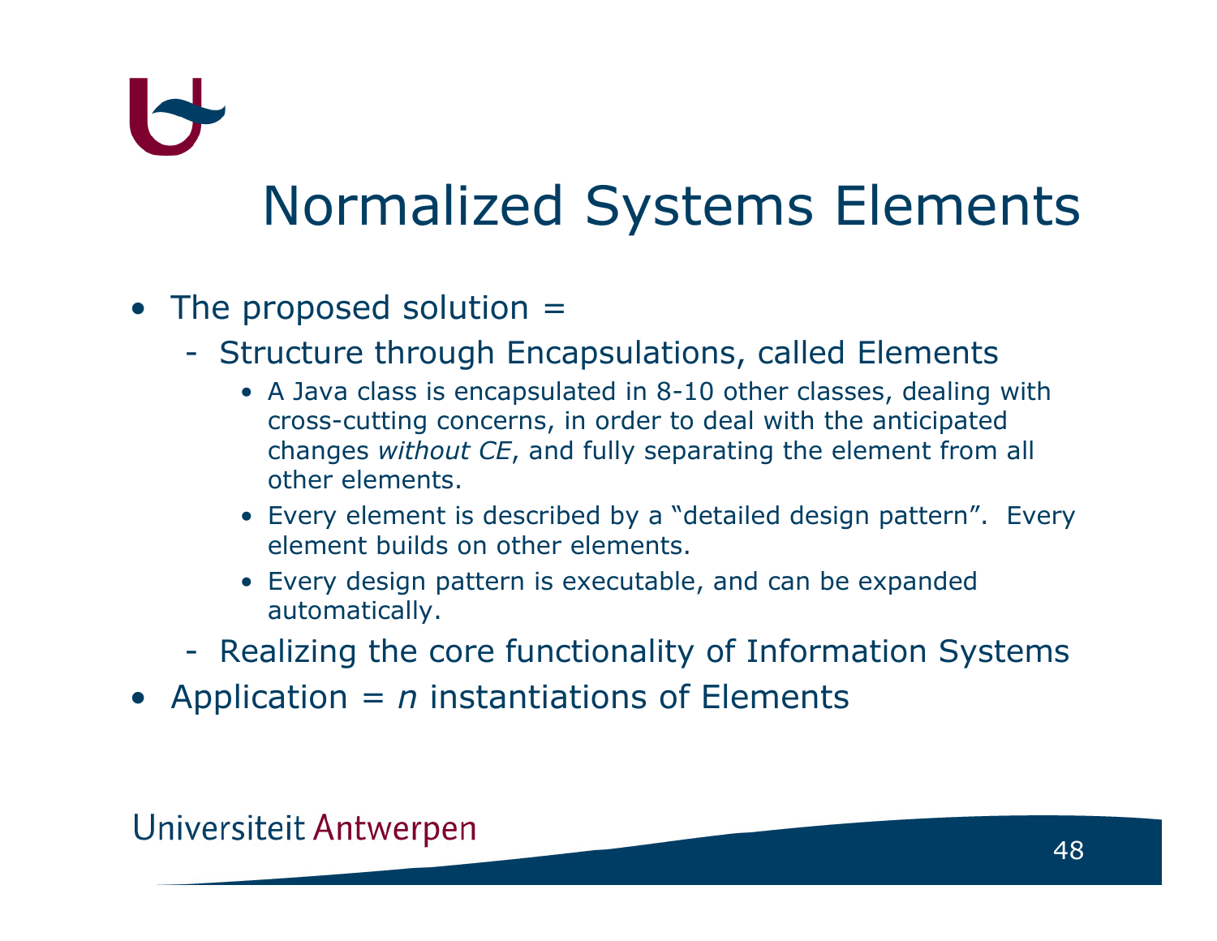# Normalized Systems Elements

- The proposed solution =
  - Structure through Encapsulations, called Elements
    - A Java class is encapsulated in 8-10 other classes, dealing with cross-cutting concerns, in order to deal with the anticipated changes *without CE*, and fully separating the element from all other elements.
    - Every element is described by a “detailed design pattern”. Every element builds on other elements.
    - Every design pattern is executable, and can be expanded automatically.
  - Realizing the core functionality of Information Systems
- Application = *n* instantiations of Elements

Universiteit Antwerpen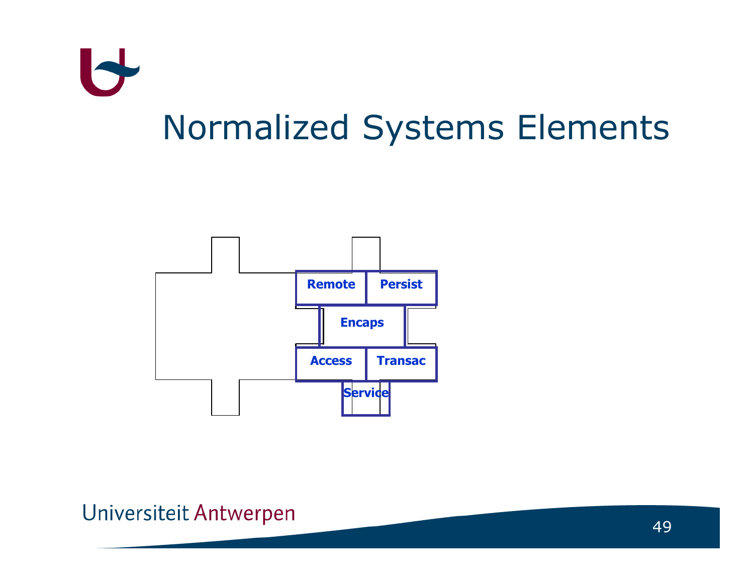# Normalized Systems Elements

Remote | Persist

Encaps

Access | Transac

Service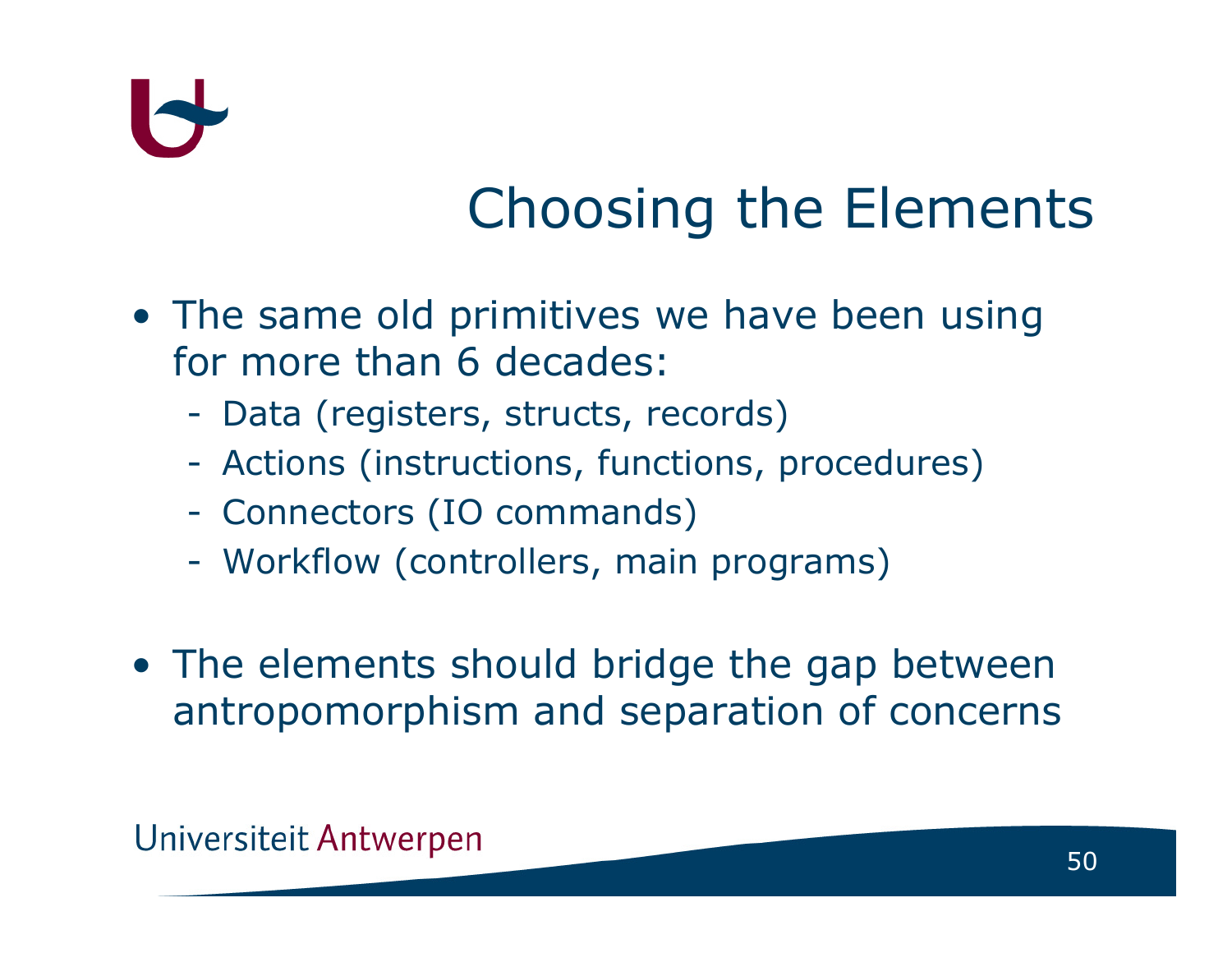# Choosing the Elements

- The same old primitives we have been using for more than 6 decades:
  - Data (registers, structs, records)
  - Actions (instructions, functions, procedures)
  - Connectors (IO commands)
  - Workflow (controllers, main programs)

- The elements should bridge the gap between antropomorphism and separation of concerns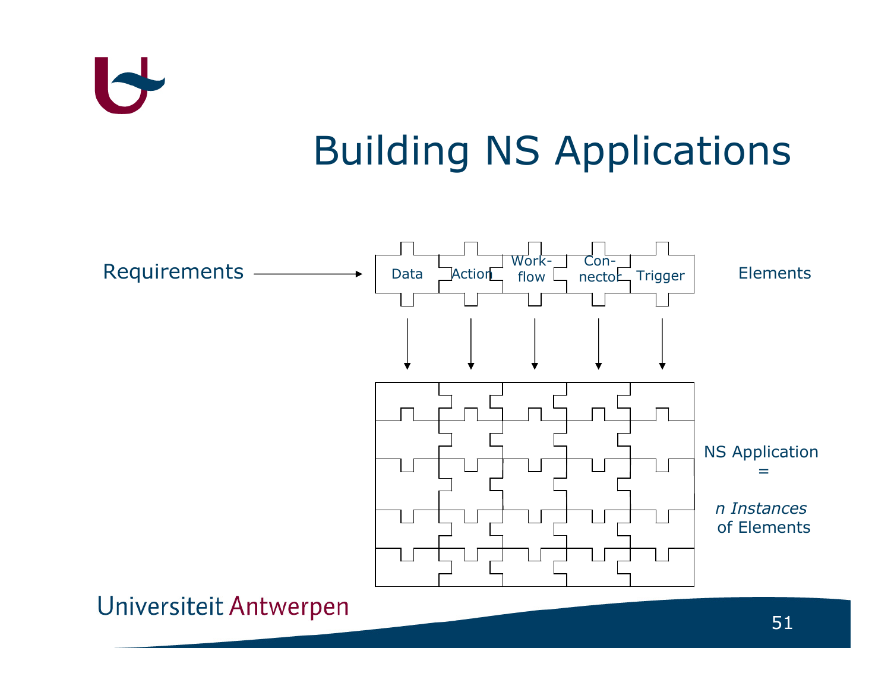# Building NS Applications

Requirements → Data | Action | Work-flow | Con-nector | Trigger — Elements

NS Application = *n Instances* of Elements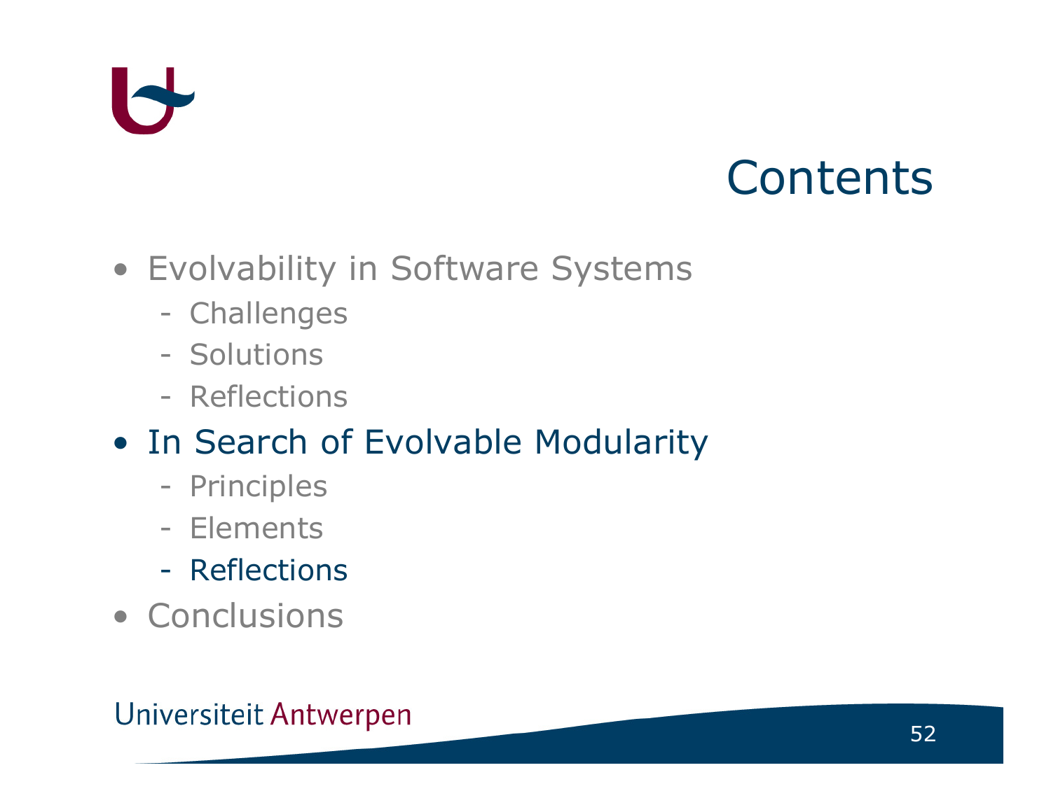# Contents

- Evolvability in Software Systems
  - Challenges
  - Solutions
  - Reflections
- In Search of Evolvable Modularity
  - Principles
  - Elements
  - Reflections
- Conclusions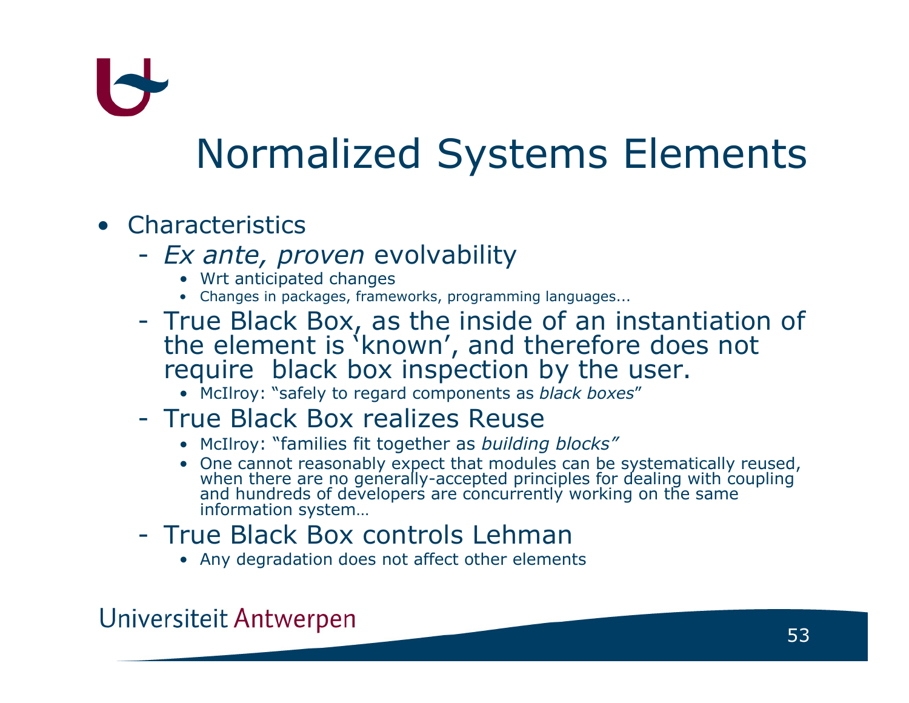# Normalized Systems Elements

- Characteristics
  - *Ex ante, proven* evolvability
    - Wrt anticipated changes
    - Changes in packages, frameworks, programming languages...
  - True Black Box, as the inside of an instantiation of the element is 'known', and therefore does not require black box inspection by the user.
    - McIlroy: "safely to regard components as *black boxes*"
  - True Black Box realizes Reuse
    - McIlroy: "families fit together as *building blocks"*
    - One cannot reasonably expect that modules can be systematically reused, when there are no generally-accepted principles for dealing with coupling and hundreds of developers are concurrently working on the same information system…
  - True Black Box controls Lehman
    - Any degradation does not affect other elements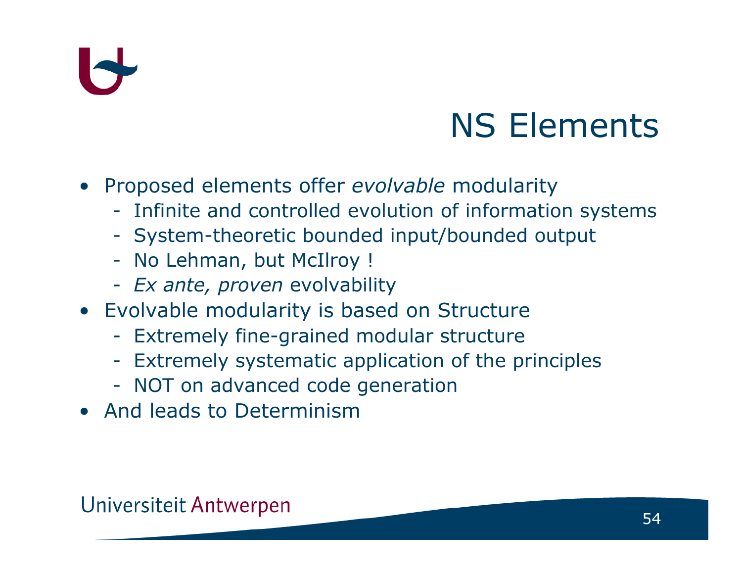# NS Elements

- Proposed elements offer *evolvable* modularity
  - Infinite and controlled evolution of information systems
  - System-theoretic bounded input/bounded output
  - No Lehman, but McIlroy !
  - *Ex ante, proven* evolvability
- Evolvable modularity is based on Structure
  - Extremely fine-grained modular structure
  - Extremely systematic application of the principles
  - NOT on advanced code generation
- And leads to Determinism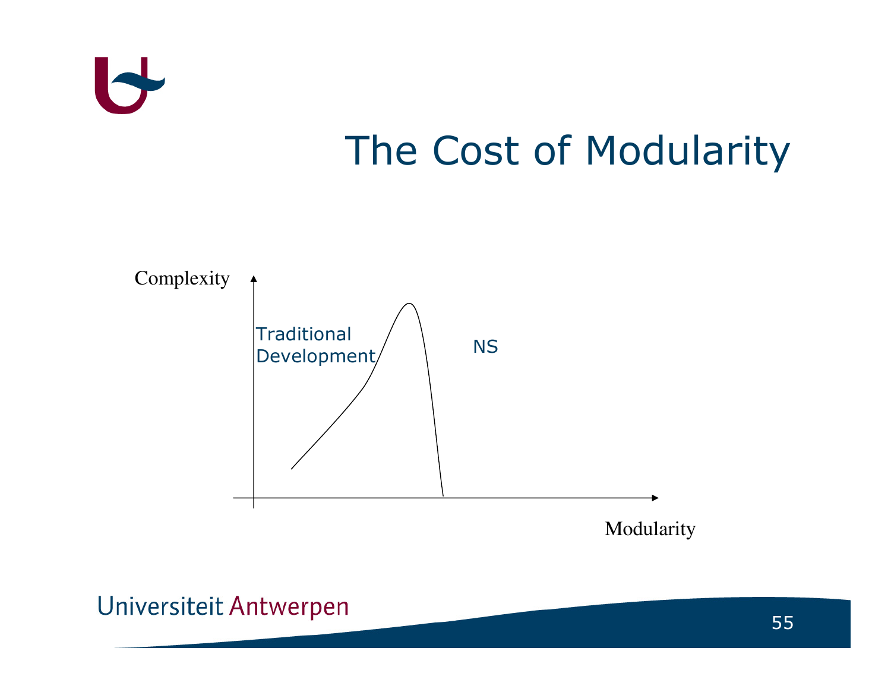# The Cost of Modularity

Complexity

Traditional Development

NS

Modularity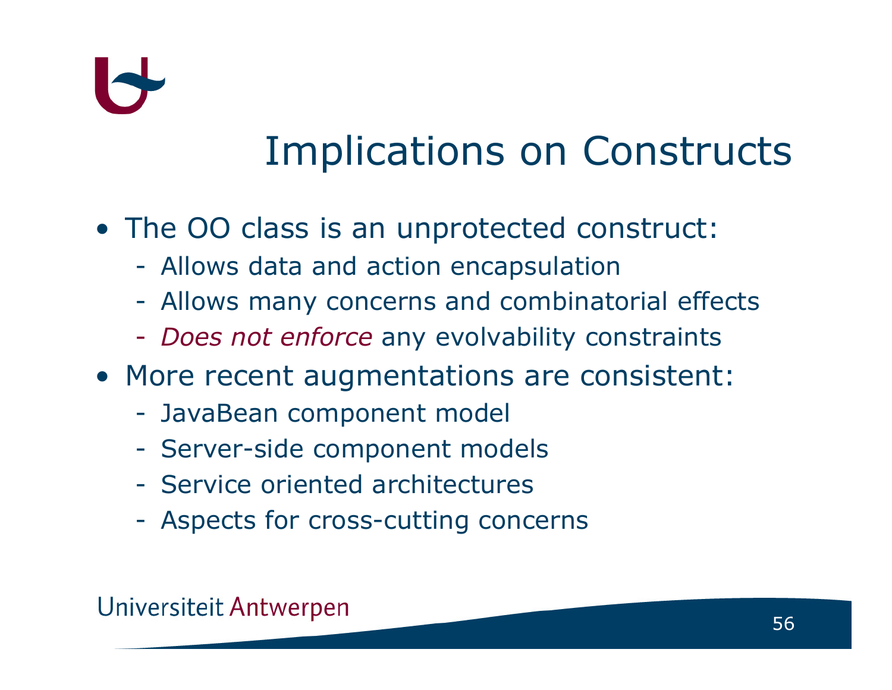# Implications on Constructs

- The OO class is an unprotected construct:
  - Allows data and action encapsulation
  - Allows many concerns and combinatorial effects
  - *Does not enforce* any evolvability constraints
- More recent augmentations are consistent:
  - JavaBean component model
  - Server-side component models
  - Service oriented architectures
  - Aspects for cross-cutting concerns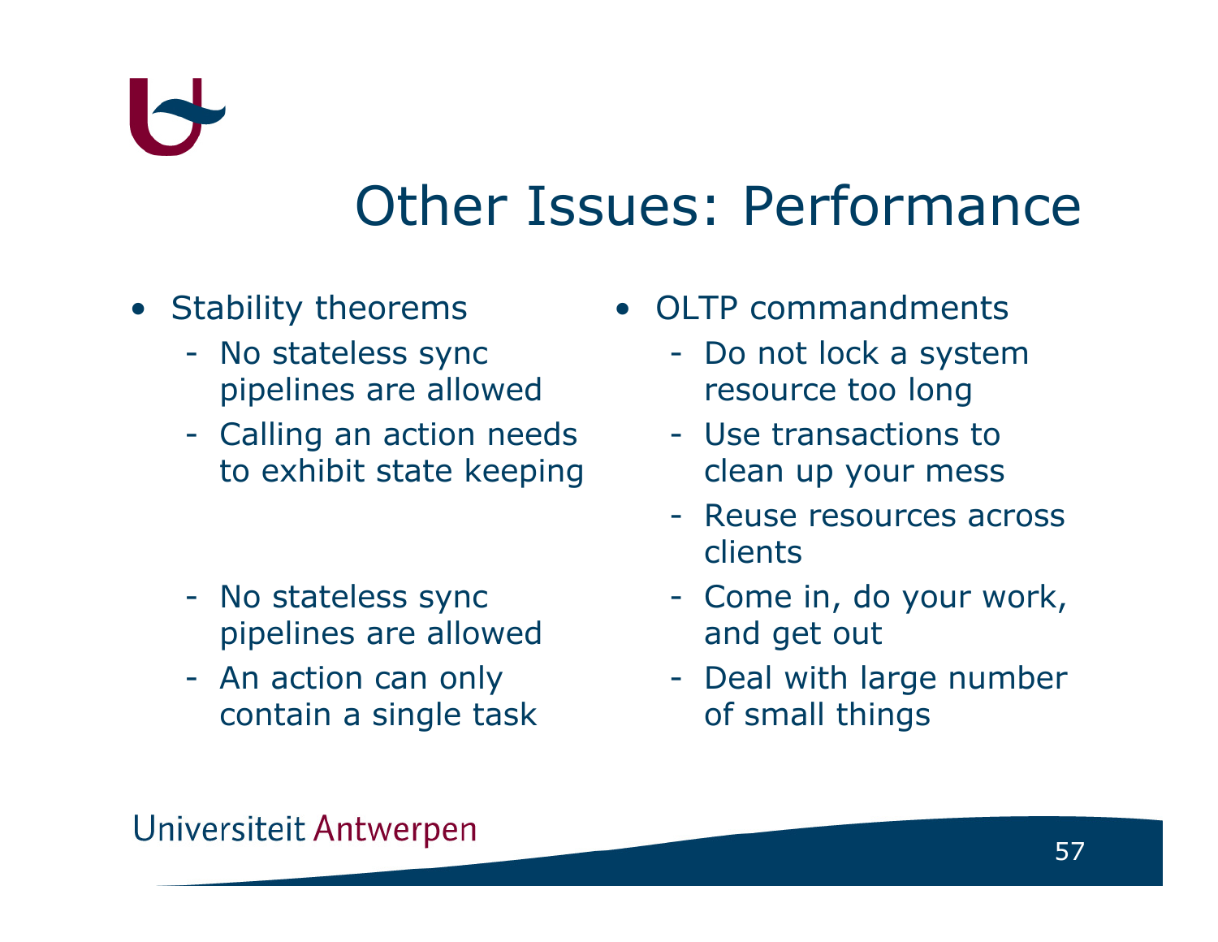# Other Issues: Performance

- Stability theorems
  - No stateless sync pipelines are allowed
  - Calling an action needs to exhibit state keeping
  - No stateless sync pipelines are allowed
  - An action can only contain a single task

- OLTP commandments
  - Do not lock a system resource too long
  - Use transactions to clean up your mess
  - Reuse resources across clients
  - Come in, do your work, and get out
  - Deal with large number of small things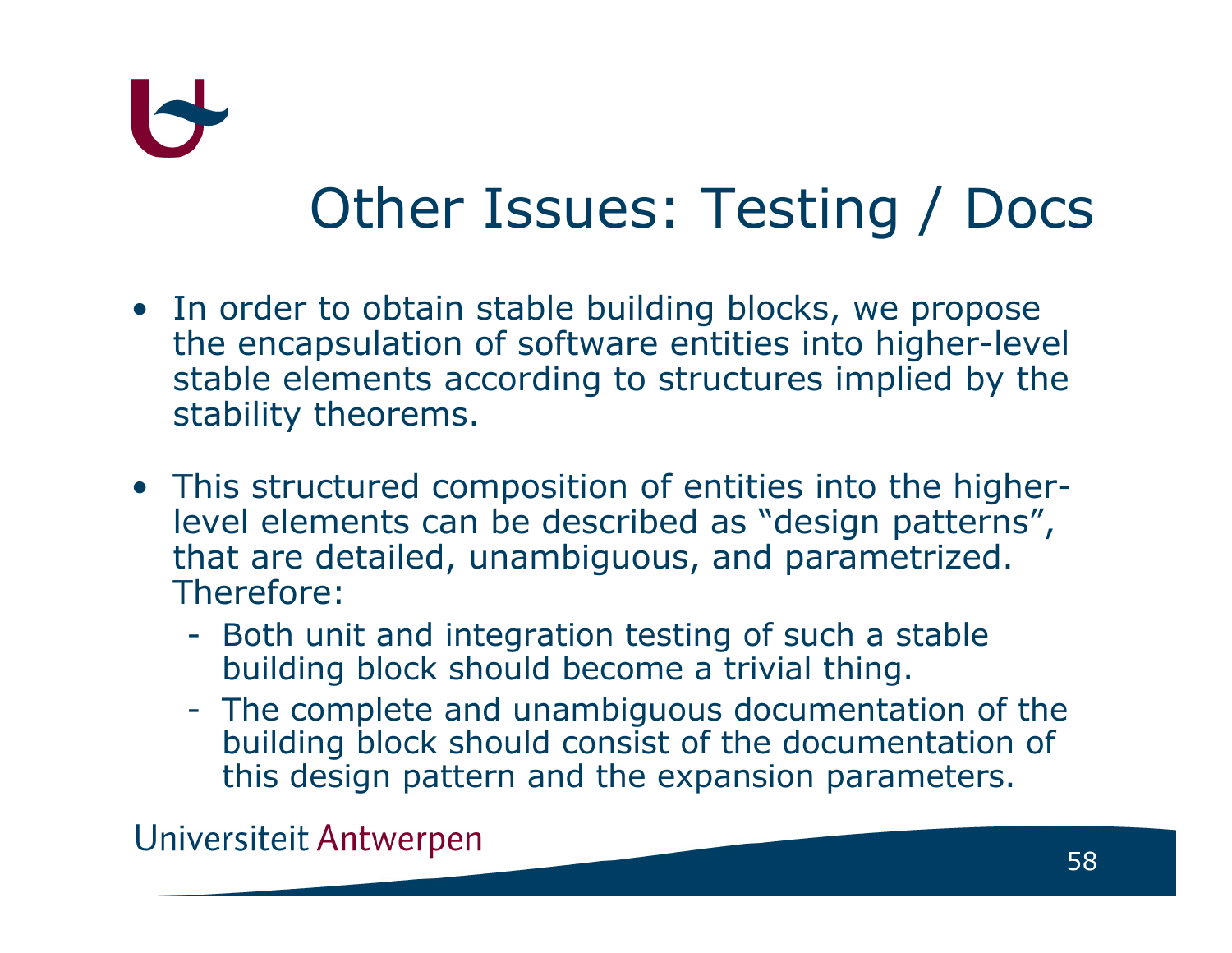# Other Issues: Testing / Docs

- In order to obtain stable building blocks, we propose the encapsulation of software entities into higher-level stable elements according to structures implied by the stability theorems.
- This structured composition of entities into the higher-level elements can be described as “design patterns”, that are detailed, unambiguous, and parametrized. Therefore:
  - Both unit and integration testing of such a stable building block should become a trivial thing.
  - The complete and unambiguous documentation of the building block should consist of the documentation of this design pattern and the expansion parameters.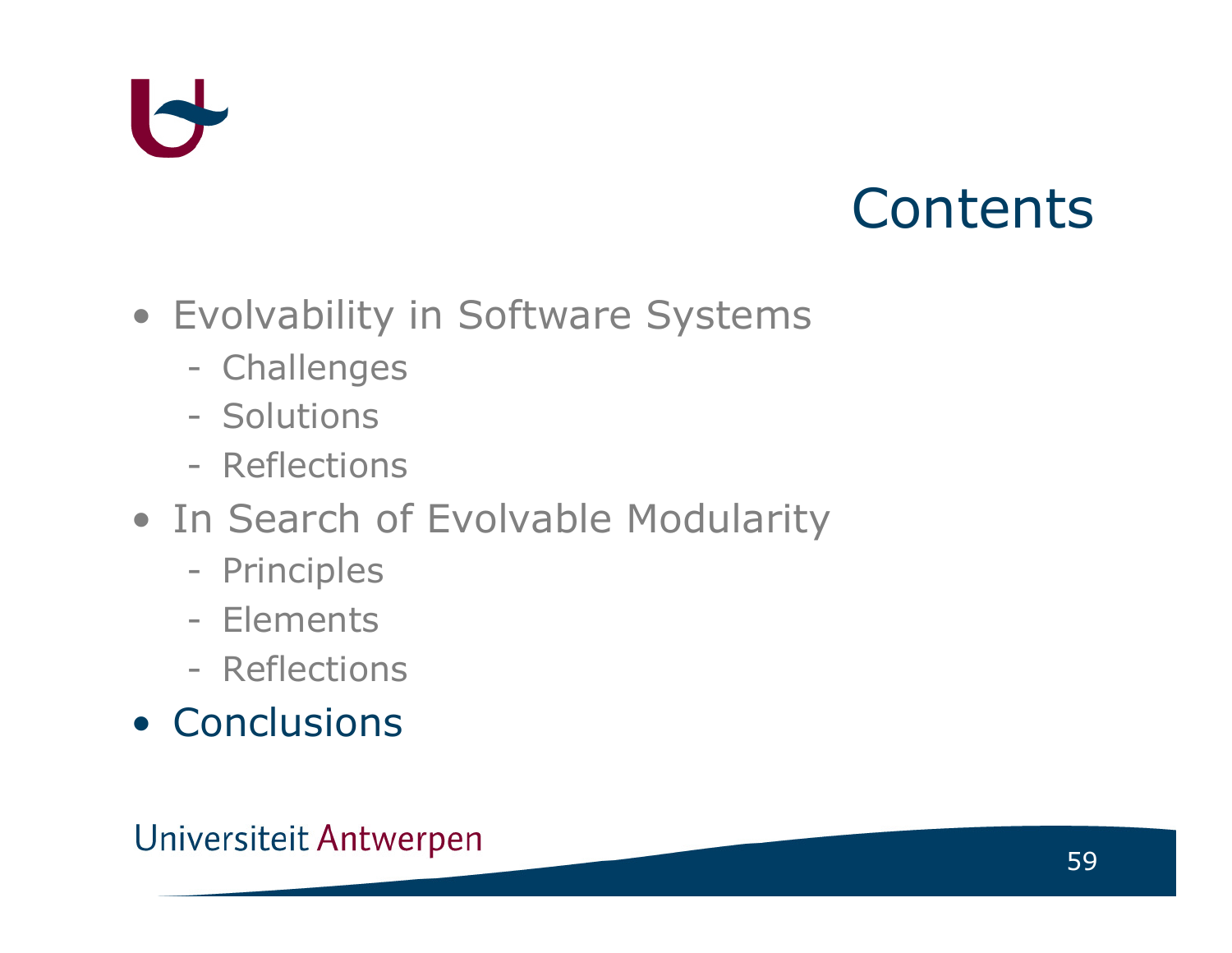# Contents

- Evolvability in Software Systems
  - Challenges
  - Solutions
  - Reflections
- In Search of Evolvable Modularity
  - Principles
  - Elements
  - Reflections
- Conclusions

Universiteit Antwerpen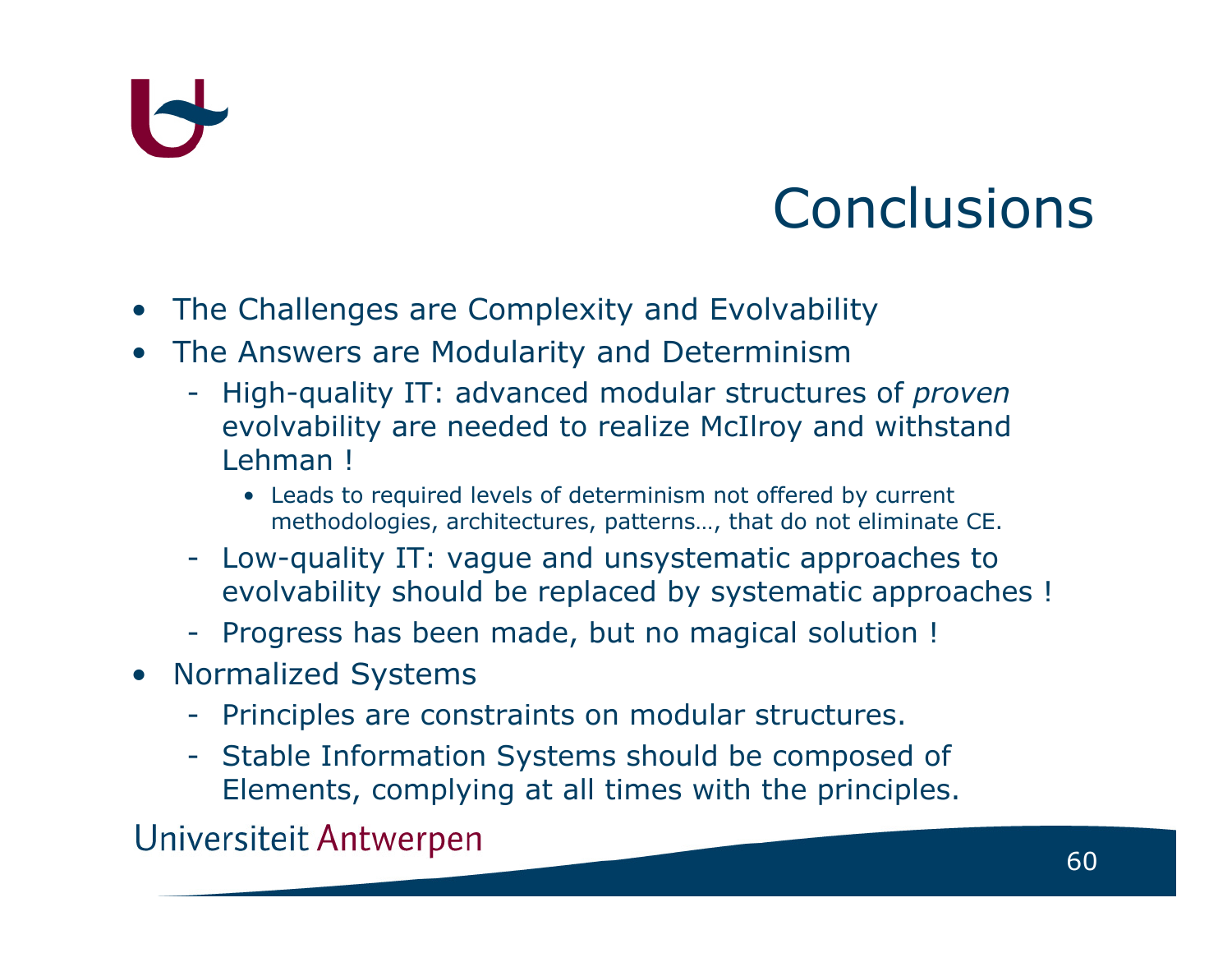# Conclusions

- The Challenges are Complexity and Evolvability
- The Answers are Modularity and Determinism
  - High-quality IT: advanced modular structures of *proven* evolvability are needed to realize McIlroy and withstand Lehman !
    - Leads to required levels of determinism not offered by current methodologies, architectures, patterns…, that do not eliminate CE.
  - Low-quality IT: vague and unsystematic approaches to evolvability should be replaced by systematic approaches !
  - Progress has been made, but no magical solution !
- Normalized Systems
  - Principles are constraints on modular structures.
  - Stable Information Systems should be composed of Elements, complying at all times with the principles.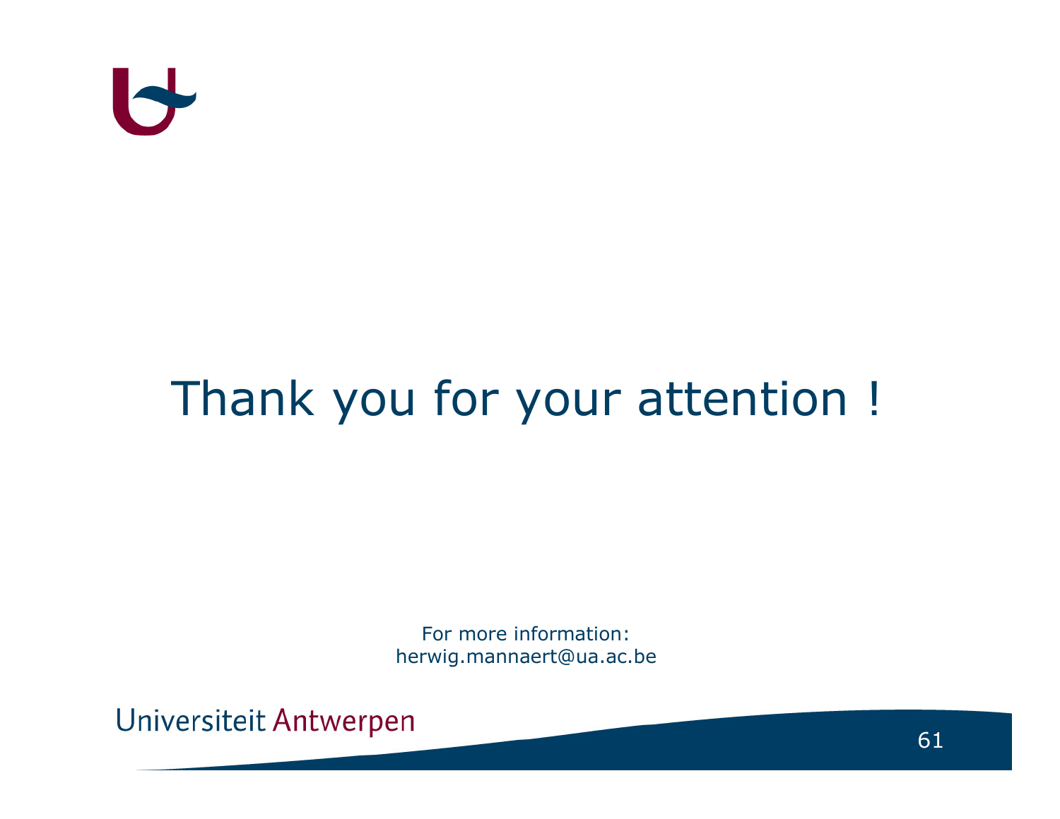# Thank you for your attention !

For more information:
herwig.mannaert@ua.ac.be